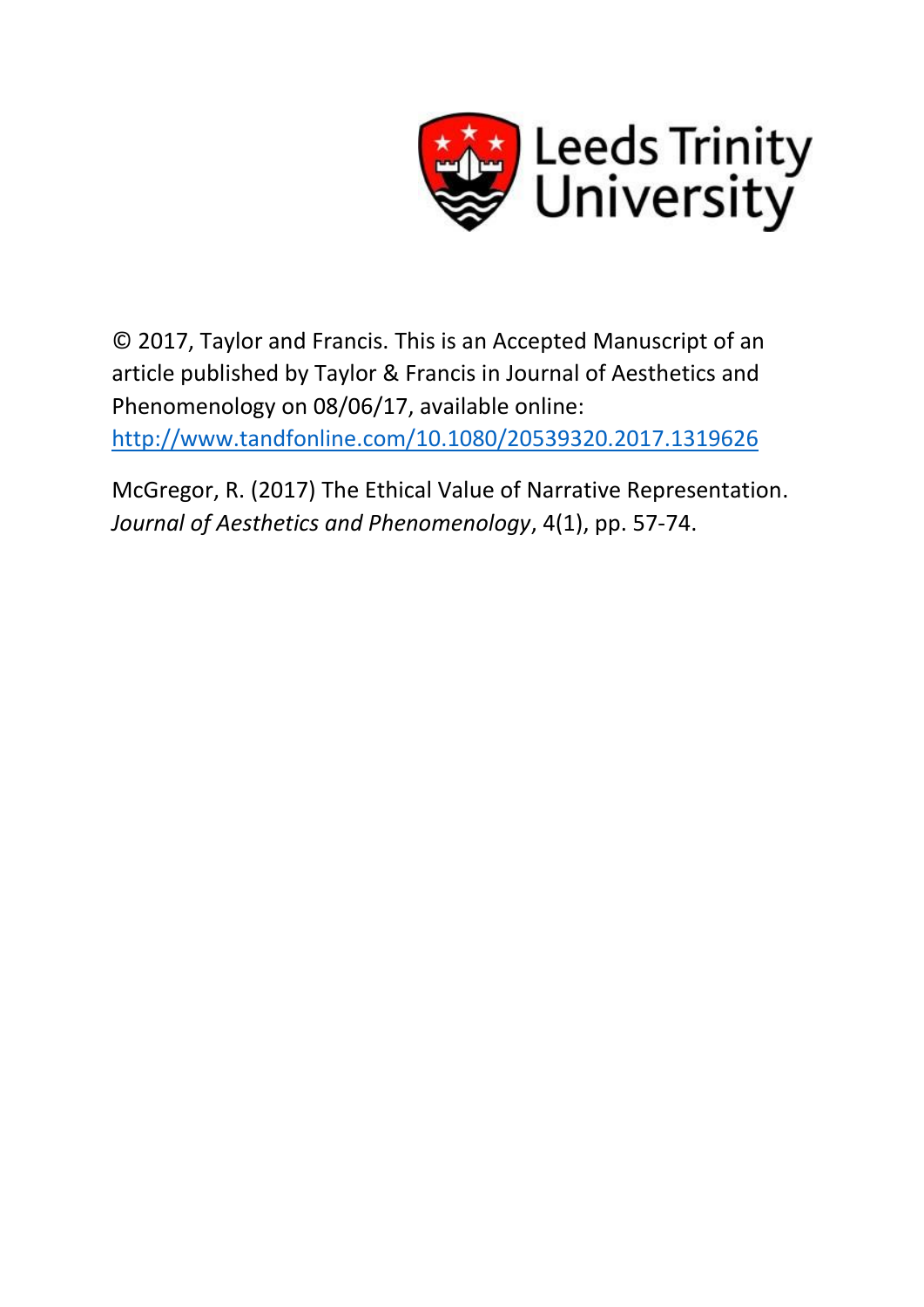Leeds Trinity University

© 2017, Taylor and Francis. This is an Accepted Manuscript of an article published by Taylor & Francis in Journal of Aesthetics and Phenomenology on 08/06/17, available online: http://www.tandfonline.com/10.1080/20539320.2017.1319626

McGregor, R. (2017) The Ethical Value of Narrative Representation. *Journal of Aesthetics and Phenomenology*, 4(1), pp. 57-74.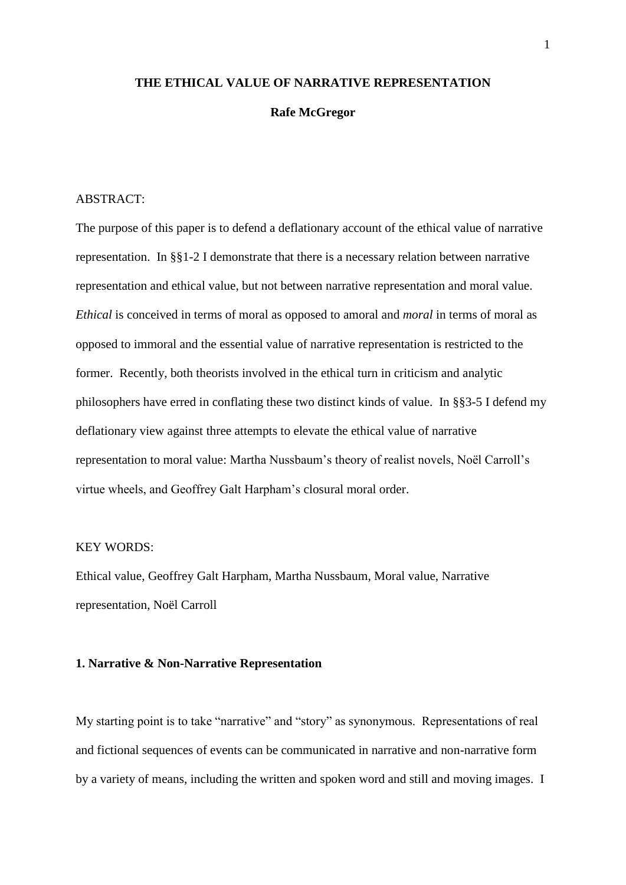# THE ETHICAL VALUE OF NARRATIVE REPRESENTATION

**Rafe McGregor**

ABSTRACT:

The purpose of this paper is to defend a deflationary account of the ethical value of narrative representation. In §§1-2 I demonstrate that there is a necessary relation between narrative representation and ethical value, but not between narrative representation and moral value. *Ethical* is conceived in terms of moral as opposed to amoral and *moral* in terms of moral as opposed to immoral and the essential value of narrative representation is restricted to the former. Recently, both theorists involved in the ethical turn in criticism and analytic philosophers have erred in conflating these two distinct kinds of value. In §§3-5 I defend my deflationary view against three attempts to elevate the ethical value of narrative representation to moral value: Martha Nussbaum's theory of realist novels, Noël Carroll's virtue wheels, and Geoffrey Galt Harpham's closural moral order.

KEY WORDS:

Ethical value, Geoffrey Galt Harpham, Martha Nussbaum, Moral value, Narrative representation, Noël Carroll

## 1. Narrative & Non-Narrative Representation

My starting point is to take "narrative" and "story" as synonymous. Representations of real and fictional sequences of events can be communicated in narrative and non-narrative form by a variety of means, including the written and spoken word and still and moving images. I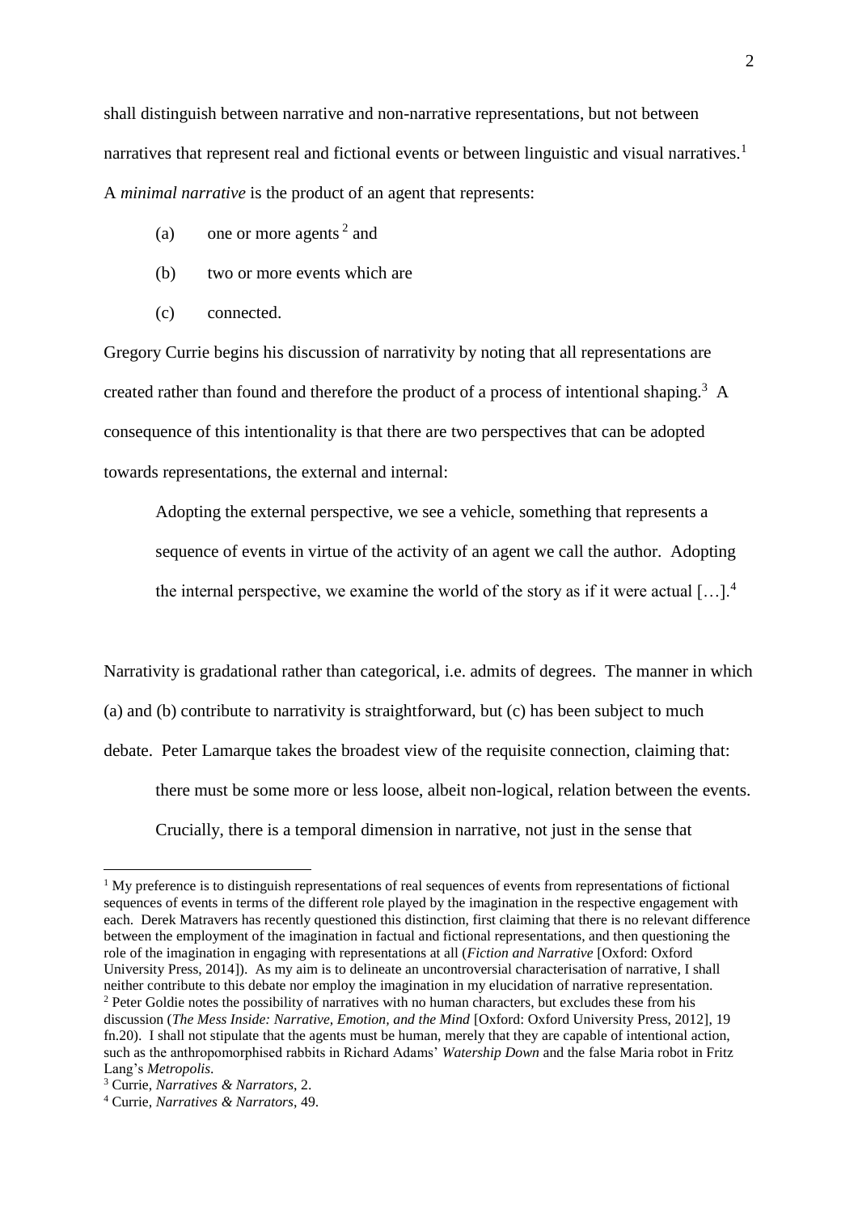shall distinguish between narrative and non-narrative representations, but not between narratives that represent real and fictional events or between linguistic and visual narratives.[1] A *minimal narrative* is the product of an agent that represents:

(a) one or more agents [2] and

(b) two or more events which are

(c) connected.

Gregory Currie begins his discussion of narrativity by noting that all representations are created rather than found and therefore the product of a process of intentional shaping.[3] A consequence of this intentionality is that there are two perspectives that can be adopted towards representations, the external and internal:

> Adopting the external perspective, we see a vehicle, something that represents a sequence of events in virtue of the activity of an agent we call the author. Adopting the internal perspective, we examine the world of the story as if it were actual […].[4]

Narrativity is gradational rather than categorical, i.e. admits of degrees. The manner in which (a) and (b) contribute to narrativity is straightforward, but (c) has been subject to much debate. Peter Lamarque takes the broadest view of the requisite connection, claiming that:

> there must be some more or less loose, albeit non-logical, relation between the events. Crucially, there is a temporal dimension in narrative, not just in the sense that

---

[1] My preference is to distinguish representations of real sequences of events from representations of fictional sequences of events in terms of the different role played by the imagination in the respective engagement with each. Derek Matravers has recently questioned this distinction, first claiming that there is no relevant difference between the employment of the imagination in factual and fictional representations, and then questioning the role of the imagination in engaging with representations at all (*Fiction and Narrative* [Oxford: Oxford University Press, 2014]). As my aim is to delineate an uncontroversial characterisation of narrative, I shall neither contribute to this debate nor employ the imagination in my elucidation of narrative representation.

[2] Peter Goldie notes the possibility of narratives with no human characters, but excludes these from his discussion (*The Mess Inside: Narrative, Emotion, and the Mind* [Oxford: Oxford University Press, 2012], 19 fn.20). I shall not stipulate that the agents must be human, merely that they are capable of intentional action, such as the anthropomorphised rabbits in Richard Adams' *Watership Down* and the false Maria robot in Fritz Lang's *Metropolis*.

[3] Currie, *Narratives & Narrators*, 2.

[4] Currie, *Narratives & Narrators*, 49.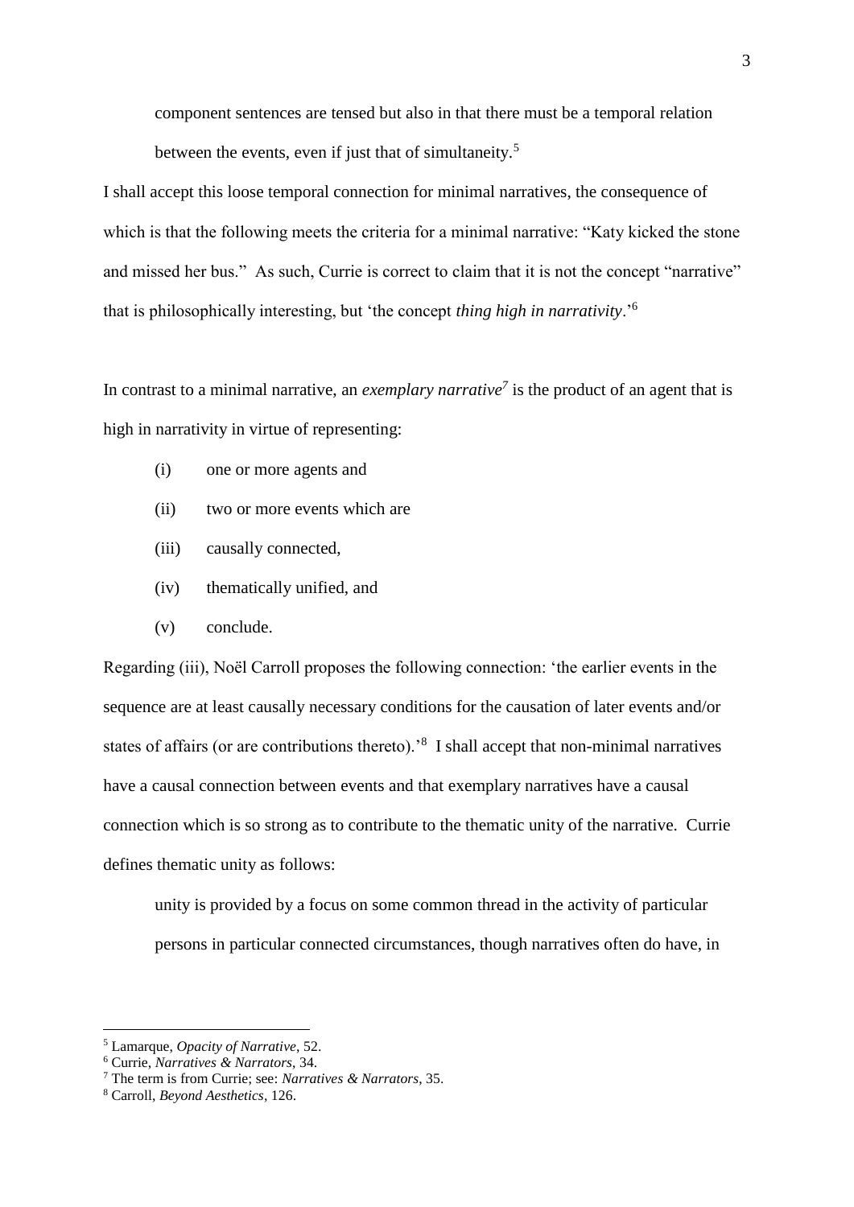component sentences are tensed but also in that there must be a temporal relation between the events, even if just that of simultaneity.[5]

I shall accept this loose temporal connection for minimal narratives, the consequence of which is that the following meets the criteria for a minimal narrative: "Katy kicked the stone and missed her bus." As such, Currie is correct to claim that it is not the concept "narrative" that is philosophically interesting, but 'the concept *thing high in narrativity*.'[6]

In contrast to a minimal narrative, an *exemplary narrative*[7] is the product of an agent that is high in narrativity in virtue of representing:

(i) one or more agents and

(ii) two or more events which are

(iii) causally connected,

(iv) thematically unified, and

(v) conclude.

Regarding (iii), Noël Carroll proposes the following connection: 'the earlier events in the sequence are at least causally necessary conditions for the causation of later events and/or states of affairs (or are contributions thereto).'[8] I shall accept that non-minimal narratives have a causal connection between events and that exemplary narratives have a causal connection which is so strong as to contribute to the thematic unity of the narrative. Currie defines thematic unity as follows:

> unity is provided by a focus on some common thread in the activity of particular persons in particular connected circumstances, though narratives often do have, in

[5] Lamarque, *Opacity of Narrative*, 52.

[6] Currie, *Narratives & Narrators*, 34.

[7] The term is from Currie; see: *Narratives & Narrators*, 35.

[8] Carroll, *Beyond Aesthetics*, 126.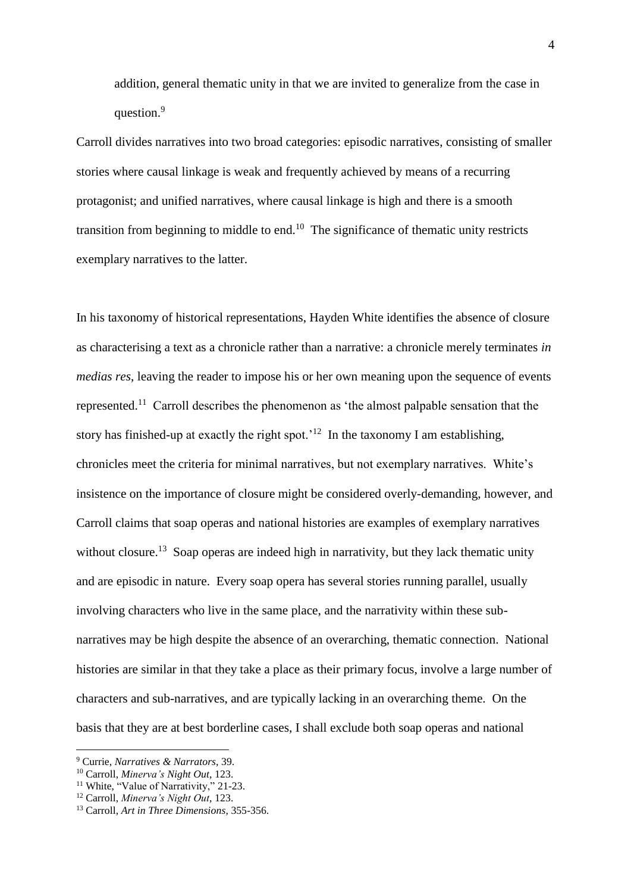addition, general thematic unity in that we are invited to generalize from the case in question.[9]

Carroll divides narratives into two broad categories: episodic narratives, consisting of smaller stories where causal linkage is weak and frequently achieved by means of a recurring protagonist; and unified narratives, where causal linkage is high and there is a smooth transition from beginning to middle to end.[10] The significance of thematic unity restricts exemplary narratives to the latter.

In his taxonomy of historical representations, Hayden White identifies the absence of closure as characterising a text as a chronicle rather than a narrative: a chronicle merely terminates *in medias res*, leaving the reader to impose his or her own meaning upon the sequence of events represented.[11] Carroll describes the phenomenon as 'the almost palpable sensation that the story has finished-up at exactly the right spot.'[12] In the taxonomy I am establishing, chronicles meet the criteria for minimal narratives, but not exemplary narratives. White's insistence on the importance of closure might be considered overly-demanding, however, and Carroll claims that soap operas and national histories are examples of exemplary narratives without closure.[13] Soap operas are indeed high in narrativity, but they lack thematic unity and are episodic in nature. Every soap opera has several stories running parallel, usually involving characters who live in the same place, and the narrativity within these sub-narratives may be high despite the absence of an overarching, thematic connection. National histories are similar in that they take a place as their primary focus, involve a large number of characters and sub-narratives, and are typically lacking in an overarching theme. On the basis that they are at best borderline cases, I shall exclude both soap operas and national

---

[9] Currie, *Narratives & Narrators*, 39.

[10] Carroll, *Minerva's Night Out*, 123.

[11] White, "Value of Narrativity," 21-23.

[12] Carroll, *Minerva's Night Out*, 123.

[13] Carroll, *Art in Three Dimensions*, 355-356.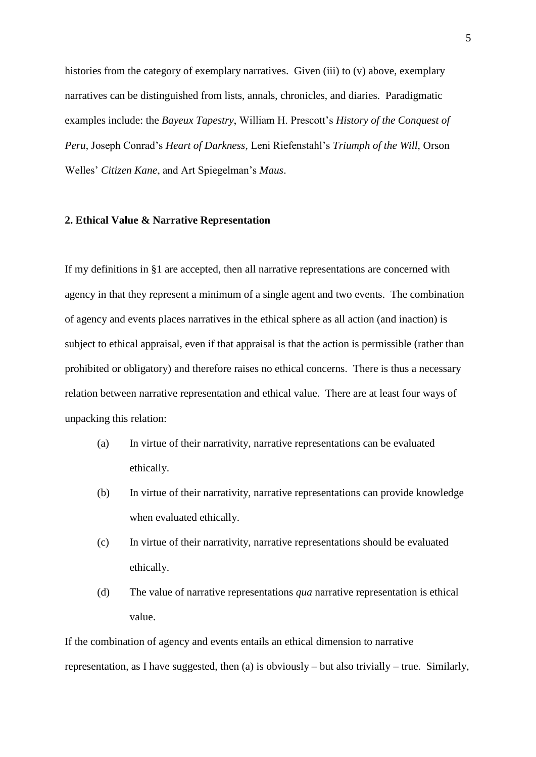histories from the category of exemplary narratives. Given (iii) to (v) above, exemplary narratives can be distinguished from lists, annals, chronicles, and diaries. Paradigmatic examples include: the *Bayeux Tapestry*, William H. Prescott's *History of the Conquest of Peru*, Joseph Conrad's *Heart of Darkness*, Leni Riefenstahl's *Triumph of the Will,* Orson Welles' *Citizen Kane*, and Art Spiegelman's *Maus*.

## 2. Ethical Value & Narrative Representation

If my definitions in §1 are accepted, then all narrative representations are concerned with agency in that they represent a minimum of a single agent and two events. The combination of agency and events places narratives in the ethical sphere as all action (and inaction) is subject to ethical appraisal, even if that appraisal is that the action is permissible (rather than prohibited or obligatory) and therefore raises no ethical concerns. There is thus a necessary relation between narrative representation and ethical value. There are at least four ways of unpacking this relation:

(a) In virtue of their narrativity, narrative representations can be evaluated ethically.

(b) In virtue of their narrativity, narrative representations can provide knowledge when evaluated ethically.

(c) In virtue of their narrativity, narrative representations should be evaluated ethically.

(d) The value of narrative representations *qua* narrative representation is ethical value.

If the combination of agency and events entails an ethical dimension to narrative representation, as I have suggested, then (a) is obviously – but also trivially – true. Similarly,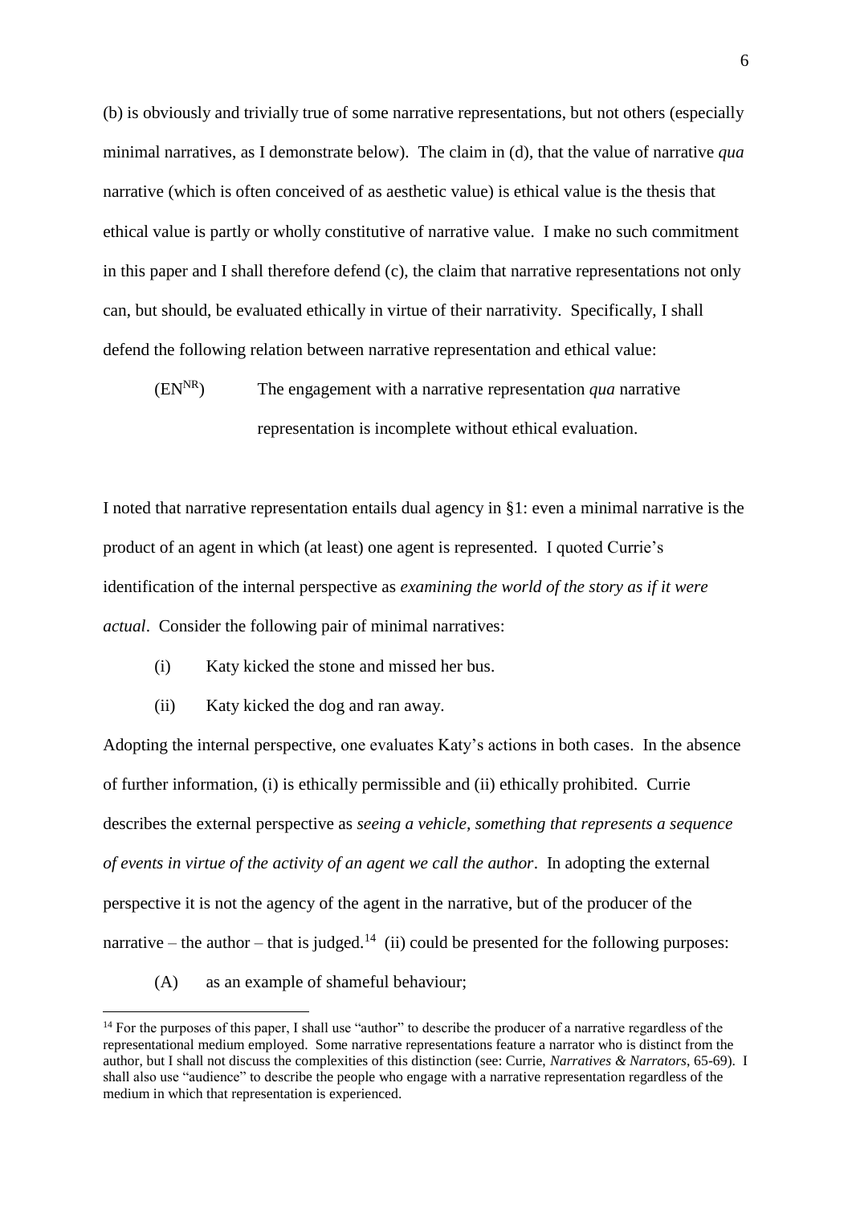(b) is obviously and trivially true of some narrative representations, but not others (especially minimal narratives, as I demonstrate below). The claim in (d), that the value of narrative *qua* narrative (which is often conceived of as aesthetic value) is ethical value is the thesis that ethical value is partly or wholly constitutive of narrative value. I make no such commitment in this paper and I shall therefore defend (c), the claim that narrative representations not only can, but should, be evaluated ethically in virtue of their narrativity. Specifically, I shall defend the following relation between narrative representation and ethical value:

($EN^{NR}$) The engagement with a narrative representation *qua* narrative representation is incomplete without ethical evaluation.

I noted that narrative representation entails dual agency in §1: even a minimal narrative is the product of an agent in which (at least) one agent is represented. I quoted Currie's identification of the internal perspective as *examining the world of the story as if it were actual*. Consider the following pair of minimal narratives:

(i) Katy kicked the stone and missed her bus.

(ii) Katy kicked the dog and ran away.

Adopting the internal perspective, one evaluates Katy's actions in both cases. In the absence of further information, (i) is ethically permissible and (ii) ethically prohibited. Currie describes the external perspective as *seeing a vehicle, something that represents a sequence of events in virtue of the activity of an agent we call the author*. In adopting the external perspective it is not the agency of the agent in the narrative, but of the producer of the narrative – the author – that is judged.[14] (ii) could be presented for the following purposes:

(A) as an example of shameful behaviour;

[14] For the purposes of this paper, I shall use "author" to describe the producer of a narrative regardless of the representational medium employed. Some narrative representations feature a narrator who is distinct from the author, but I shall not discuss the complexities of this distinction (see: Currie, *Narratives & Narrators*, 65-69). I shall also use "audience" to describe the people who engage with a narrative representation regardless of the medium in which that representation is experienced.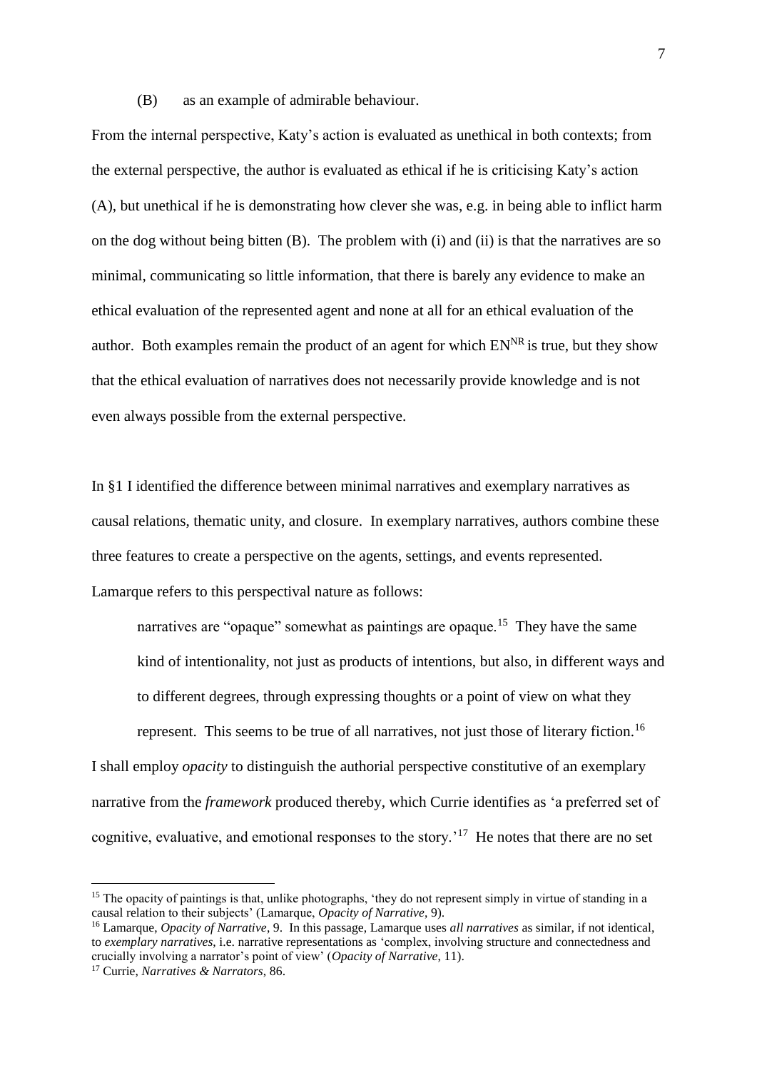(B) as an example of admirable behaviour.

From the internal perspective, Katy's action is evaluated as unethical in both contexts; from the external perspective, the author is evaluated as ethical if he is criticising Katy's action (A), but unethical if he is demonstrating how clever she was, e.g. in being able to inflict harm on the dog without being bitten (B). The problem with (i) and (ii) is that the narratives are so minimal, communicating so little information, that there is barely any evidence to make an ethical evaluation of the represented agent and none at all for an ethical evaluation of the author. Both examples remain the product of an agent for which $EN^{NR}$ is true, but they show that the ethical evaluation of narratives does not necessarily provide knowledge and is not even always possible from the external perspective.

In §1 I identified the difference between minimal narratives and exemplary narratives as causal relations, thematic unity, and closure. In exemplary narratives, authors combine these three features to create a perspective on the agents, settings, and events represented. Lamarque refers to this perspectival nature as follows:

> narratives are "opaque" somewhat as paintings are opaque.[15] They have the same kind of intentionality, not just as products of intentions, but also, in different ways and to different degrees, through expressing thoughts or a point of view on what they represent. This seems to be true of all narratives, not just those of literary fiction.[16]

I shall employ *opacity* to distinguish the authorial perspective constitutive of an exemplary narrative from the *framework* produced thereby, which Currie identifies as 'a preferred set of cognitive, evaluative, and emotional responses to the story.'[17] He notes that there are no set

---

[15] The opacity of paintings is that, unlike photographs, 'they do not represent simply in virtue of standing in a causal relation to their subjects' (Lamarque, *Opacity of Narrative*, 9).

[16] Lamarque, *Opacity of Narrative*, 9. In this passage, Lamarque uses *all narratives* as similar, if not identical, to *exemplary narratives*, i.e. narrative representations as 'complex, involving structure and connectedness and crucially involving a narrator's point of view' (*Opacity of Narrative*, 11).

[17] Currie, *Narratives & Narrators*, 86.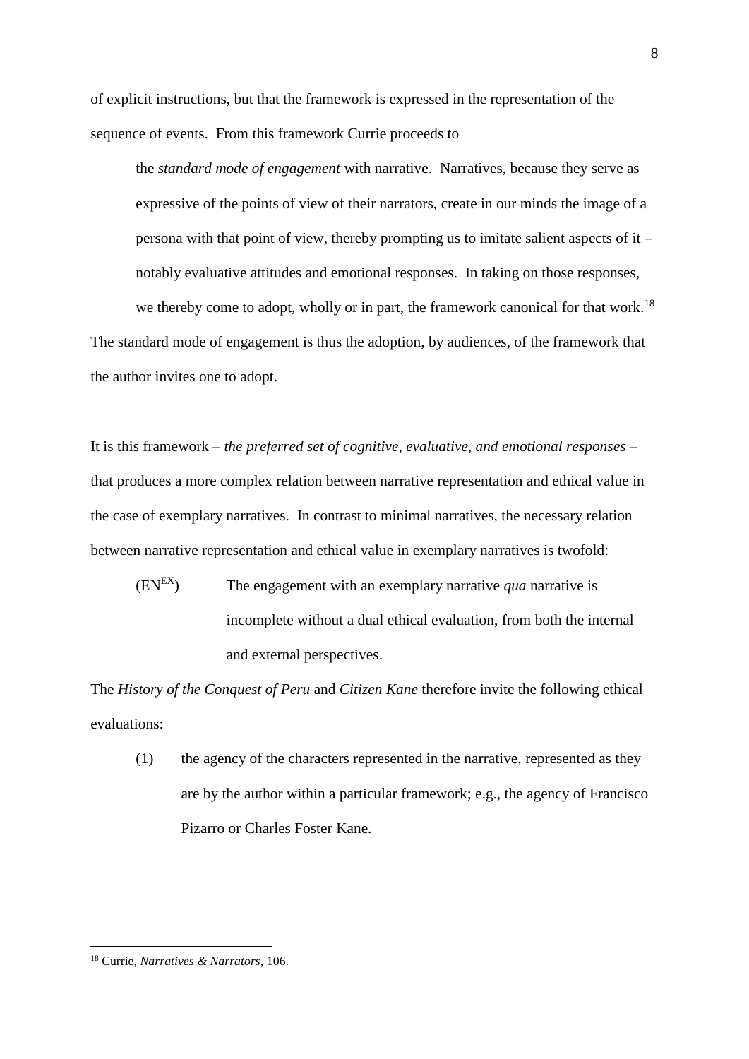of explicit instructions, but that the framework is expressed in the representation of the sequence of events. From this framework Currie proceeds to

> the *standard mode of engagement* with narrative. Narratives, because they serve as expressive of the points of view of their narrators, create in our minds the image of a persona with that point of view, thereby prompting us to imitate salient aspects of it – notably evaluative attitudes and emotional responses. In taking on those responses, we thereby come to adopt, wholly or in part, the framework canonical for that work.[18]

The standard mode of engagement is thus the adoption, by audiences, of the framework that the author invites one to adopt.

It is this framework – *the preferred set of cognitive, evaluative, and emotional responses* – that produces a more complex relation between narrative representation and ethical value in the case of exemplary narratives. In contrast to minimal narratives, the necessary relation between narrative representation and ethical value in exemplary narratives is twofold:

($EN^{EX}$) The engagement with an exemplary narrative *qua* narrative is incomplete without a dual ethical evaluation, from both the internal and external perspectives.

The *History of the Conquest of Peru* and *Citizen Kane* therefore invite the following ethical evaluations:

(1) the agency of the characters represented in the narrative, represented as they are by the author within a particular framework; e.g., the agency of Francisco Pizarro or Charles Foster Kane.

[18] Currie, *Narratives & Narrators*, 106.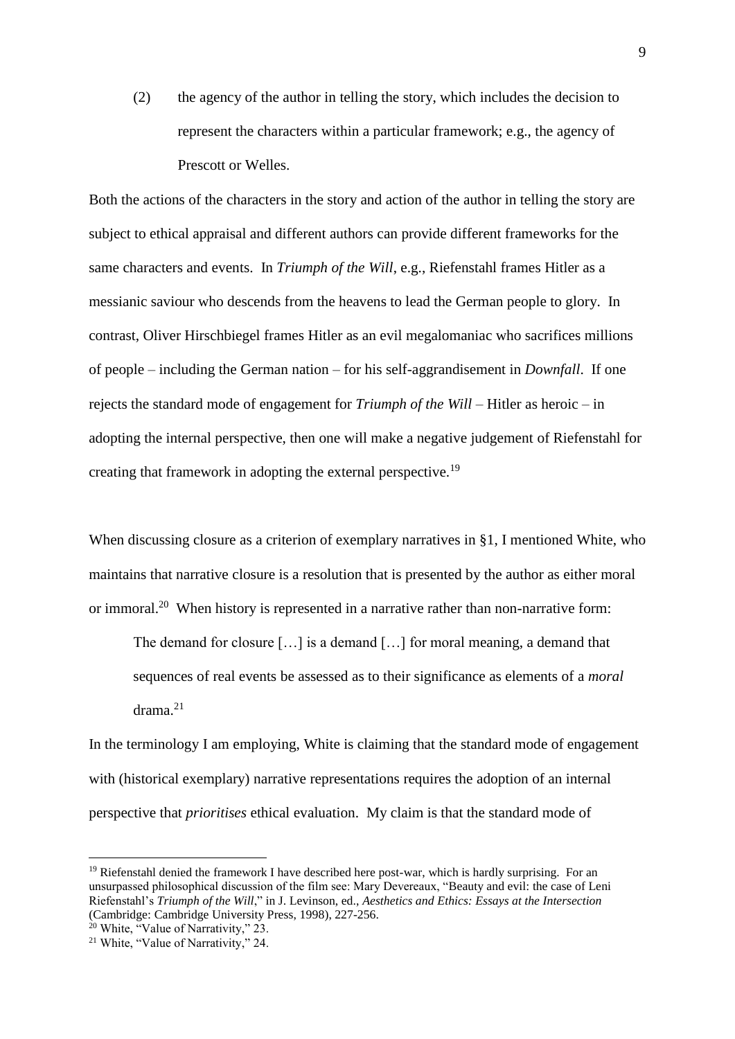(2) the agency of the author in telling the story, which includes the decision to represent the characters within a particular framework; e.g., the agency of Prescott or Welles.

Both the actions of the characters in the story and action of the author in telling the story are subject to ethical appraisal and different authors can provide different frameworks for the same characters and events. In *Triumph of the Will*, e.g., Riefenstahl frames Hitler as a messianic saviour who descends from the heavens to lead the German people to glory. In contrast, Oliver Hirschbiegel frames Hitler as an evil megalomaniac who sacrifices millions of people – including the German nation – for his self-aggrandisement in *Downfall*. If one rejects the standard mode of engagement for *Triumph of the Will* – Hitler as heroic – in adopting the internal perspective, then one will make a negative judgement of Riefenstahl for creating that framework in adopting the external perspective.[19]

When discussing closure as a criterion of exemplary narratives in §1, I mentioned White, who maintains that narrative closure is a resolution that is presented by the author as either moral or immoral.[20] When history is represented in a narrative rather than non-narrative form:

> The demand for closure […] is a demand […] for moral meaning, a demand that sequences of real events be assessed as to their significance as elements of a *moral* drama.[21]

In the terminology I am employing, White is claiming that the standard mode of engagement with (historical exemplary) narrative representations requires the adoption of an internal perspective that *prioritises* ethical evaluation. My claim is that the standard mode of

[19] Riefenstahl denied the framework I have described here post-war, which is hardly surprising. For an unsurpassed philosophical discussion of the film see: Mary Devereaux, "Beauty and evil: the case of Leni Riefenstahl's *Triumph of the Will*," in J. Levinson, ed., *Aesthetics and Ethics: Essays at the Intersection* (Cambridge: Cambridge University Press, 1998), 227-256.

[20] White, "Value of Narrativity," 23.

[21] White, "Value of Narrativity," 24.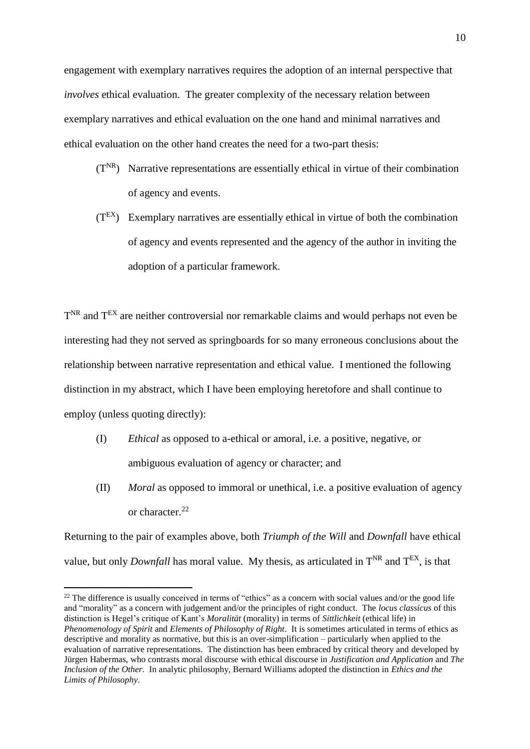engagement with exemplary narratives requires the adoption of an internal perspective that *involves* ethical evaluation. The greater complexity of the necessary relation between exemplary narratives and ethical evaluation on the one hand and minimal narratives and ethical evaluation on the other hand creates the need for a two-part thesis:

($T^{NR}$) Narrative representations are essentially ethical in virtue of their combination of agency and events.

($T^{EX}$) Exemplary narratives are essentially ethical in virtue of both the combination of agency and events represented and the agency of the author in inviting the adoption of a particular framework.

$T^{NR}$ and $T^{EX}$ are neither controversial nor remarkable claims and would perhaps not even be interesting had they not served as springboards for so many erroneous conclusions about the relationship between narrative representation and ethical value. I mentioned the following distinction in my abstract, which I have been employing heretofore and shall continue to employ (unless quoting directly):

(I) *Ethical* as opposed to a-ethical or amoral, i.e. a positive, negative, or ambiguous evaluation of agency or character; and

(II) *Moral* as opposed to immoral or unethical, i.e. a positive evaluation of agency or character.[22]

Returning to the pair of examples above, both *Triumph of the Will* and *Downfall* have ethical value, but only *Downfall* has moral value. My thesis, as articulated in $T^{NR}$ and $T^{EX}$, is that

[22] The difference is usually conceived in terms of "ethics" as a concern with social values and/or the good life and "morality" as a concern with judgement and/or the principles of right conduct. The *locus classicus* of this distinction is Hegel's critique of Kant's *Moralität* (morality) in terms of *Sittlichkeit* (ethical life) in *Phenomenology of Spirit* and *Elements of Philosophy of Right*. It is sometimes articulated in terms of ethics as descriptive and morality as normative, but this is an over-simplification – particularly when applied to the evaluation of narrative representations. The distinction has been embraced by critical theory and developed by Jürgen Habermas, who contrasts moral discourse with ethical discourse in *Justification and Application* and *The Inclusion of the Other*. In analytic philosophy, Bernard Williams adopted the distinction in *Ethics and the Limits of Philosophy*.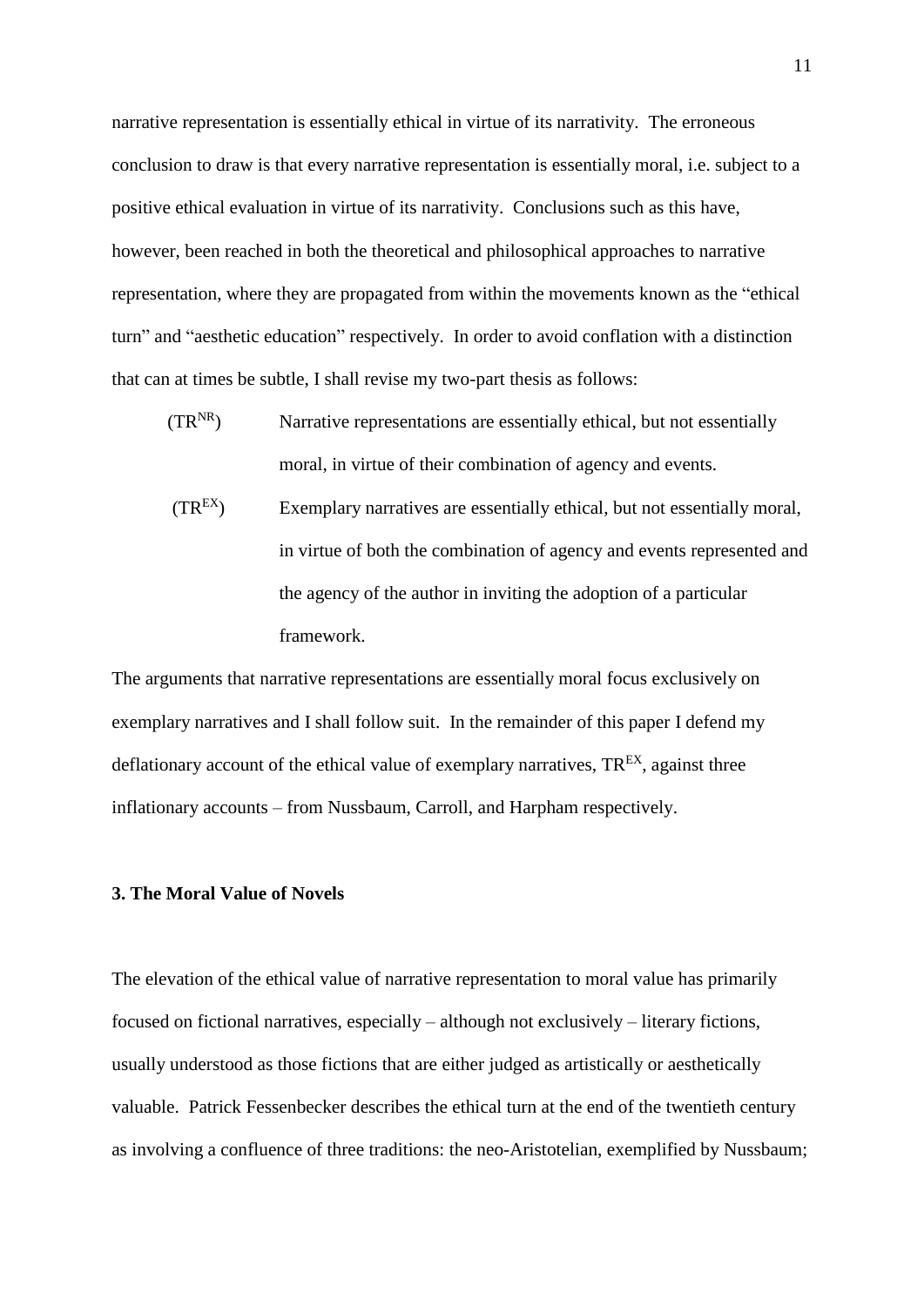narrative representation is essentially ethical in virtue of its narrativity. The erroneous conclusion to draw is that every narrative representation is essentially moral, i.e. subject to a positive ethical evaluation in virtue of its narrativity. Conclusions such as this have, however, been reached in both the theoretical and philosophical approaches to narrative representation, where they are propagated from within the movements known as the "ethical turn" and "aesthetic education" respectively. In order to avoid conflation with a distinction that can at times be subtle, I shall revise my two-part thesis as follows:

($TR^{NR}$) Narrative representations are essentially ethical, but not essentially moral, in virtue of their combination of agency and events.

($TR^{EX}$) Exemplary narratives are essentially ethical, but not essentially moral, in virtue of both the combination of agency and events represented and the agency of the author in inviting the adoption of a particular framework.

The arguments that narrative representations are essentially moral focus exclusively on exemplary narratives and I shall follow suit. In the remainder of this paper I defend my deflationary account of the ethical value of exemplary narratives, $TR^{EX}$, against three inflationary accounts – from Nussbaum, Carroll, and Harpham respectively.

### 3. The Moral Value of Novels

The elevation of the ethical value of narrative representation to moral value has primarily focused on fictional narratives, especially – although not exclusively – literary fictions, usually understood as those fictions that are either judged as artistically or aesthetically valuable. Patrick Fessenbecker describes the ethical turn at the end of the twentieth century as involving a confluence of three traditions: the neo-Aristotelian, exemplified by Nussbaum;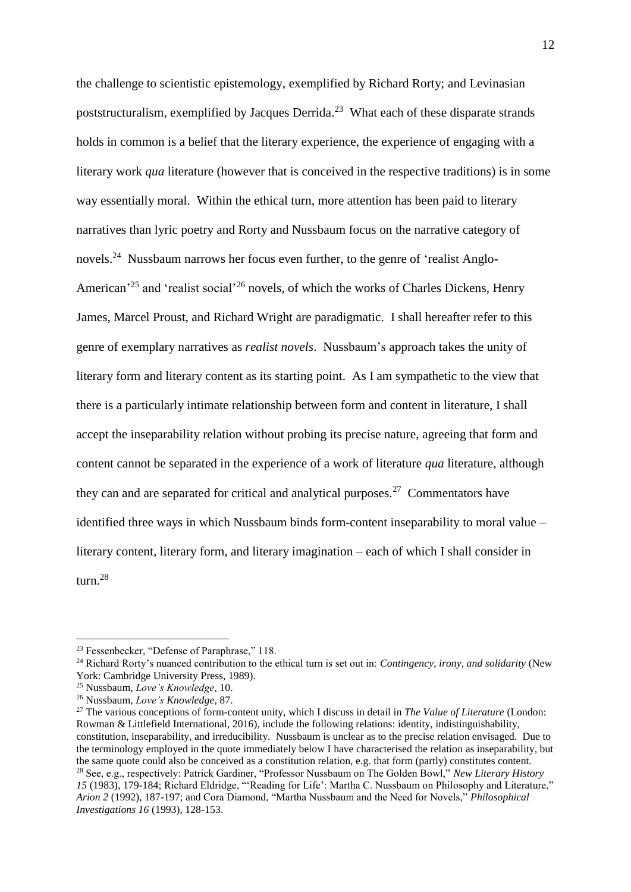the challenge to scientistic epistemology, exemplified by Richard Rorty; and Levinasian poststructuralism, exemplified by Jacques Derrida.[23] What each of these disparate strands holds in common is a belief that the literary experience, the experience of engaging with a literary work *qua* literature (however that is conceived in the respective traditions) is in some way essentially moral. Within the ethical turn, more attention has been paid to literary narratives than lyric poetry and Rorty and Nussbaum focus on the narrative category of novels.[24] Nussbaum narrows her focus even further, to the genre of 'realist Anglo-American'[25] and 'realist social'[26] novels, of which the works of Charles Dickens, Henry James, Marcel Proust, and Richard Wright are paradigmatic. I shall hereafter refer to this genre of exemplary narratives as *realist novels*. Nussbaum's approach takes the unity of literary form and literary content as its starting point. As I am sympathetic to the view that there is a particularly intimate relationship between form and content in literature, I shall accept the inseparability relation without probing its precise nature, agreeing that form and content cannot be separated in the experience of a work of literature *qua* literature, although they can and are separated for critical and analytical purposes.[27] Commentators have identified three ways in which Nussbaum binds form-content inseparability to moral value – literary content, literary form, and literary imagination – each of which I shall consider in turn.[28]

---

[23] Fessenbecker, "Defense of Paraphrase," 118.

[24] Richard Rorty's nuanced contribution to the ethical turn is set out in: *Contingency, irony, and solidarity* (New York: Cambridge University Press, 1989).

[25] Nussbaum, *Love's Knowledge*, 10.

[26] Nussbaum, *Love's Knowledge*, 87.

[27] The various conceptions of form-content unity, which I discuss in detail in *The Value of Literature* (London: Rowman & Littlefield International, 2016), include the following relations: identity, indistinguishability, constitution, inseparability, and irreducibility. Nussbaum is unclear as to the precise relation envisaged. Due to the terminology employed in the quote immediately below I have characterised the relation as inseparability, but the same quote could also be conceived as a constitution relation, e.g. that form (partly) constitutes content.

[28] See, e.g., respectively: Patrick Gardiner, "Professor Nussbaum on The Golden Bowl," *New Literary History 15* (1983), 179-184; Richard Eldridge, "'Reading for Life': Martha C. Nussbaum on Philosophy and Literature," *Arion 2* (1992), 187-197; and Cora Diamond, "Martha Nussbaum and the Need for Novels," *Philosophical Investigations 16* (1993), 128-153.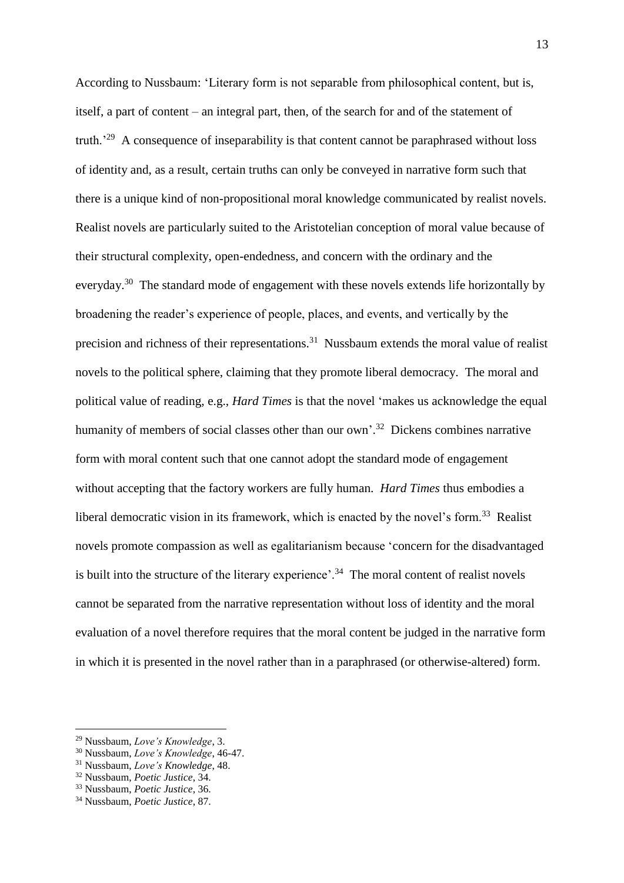According to Nussbaum: 'Literary form is not separable from philosophical content, but is, itself, a part of content – an integral part, then, of the search for and of the statement of truth.'[29] A consequence of inseparability is that content cannot be paraphrased without loss of identity and, as a result, certain truths can only be conveyed in narrative form such that there is a unique kind of non-propositional moral knowledge communicated by realist novels. Realist novels are particularly suited to the Aristotelian conception of moral value because of their structural complexity, open-endedness, and concern with the ordinary and the everyday.[30] The standard mode of engagement with these novels extends life horizontally by broadening the reader's experience of people, places, and events, and vertically by the precision and richness of their representations.[31] Nussbaum extends the moral value of realist novels to the political sphere, claiming that they promote liberal democracy. The moral and political value of reading, e.g., *Hard Times* is that the novel 'makes us acknowledge the equal humanity of members of social classes other than our own'.[32] Dickens combines narrative form with moral content such that one cannot adopt the standard mode of engagement without accepting that the factory workers are fully human. *Hard Times* thus embodies a liberal democratic vision in its framework, which is enacted by the novel's form.[33] Realist novels promote compassion as well as egalitarianism because 'concern for the disadvantaged is built into the structure of the literary experience'.[34] The moral content of realist novels cannot be separated from the narrative representation without loss of identity and the moral evaluation of a novel therefore requires that the moral content be judged in the narrative form in which it is presented in the novel rather than in a paraphrased (or otherwise-altered) form.

---

[29] Nussbaum, *Love's Knowledge*, 3.

[30] Nussbaum, *Love's Knowledge*, 46-47.

[31] Nussbaum, *Love's Knowledge*, 48.

[32] Nussbaum, *Poetic Justice*, 34.

[33] Nussbaum, *Poetic Justice*, 36.

[34] Nussbaum, *Poetic Justice*, 87.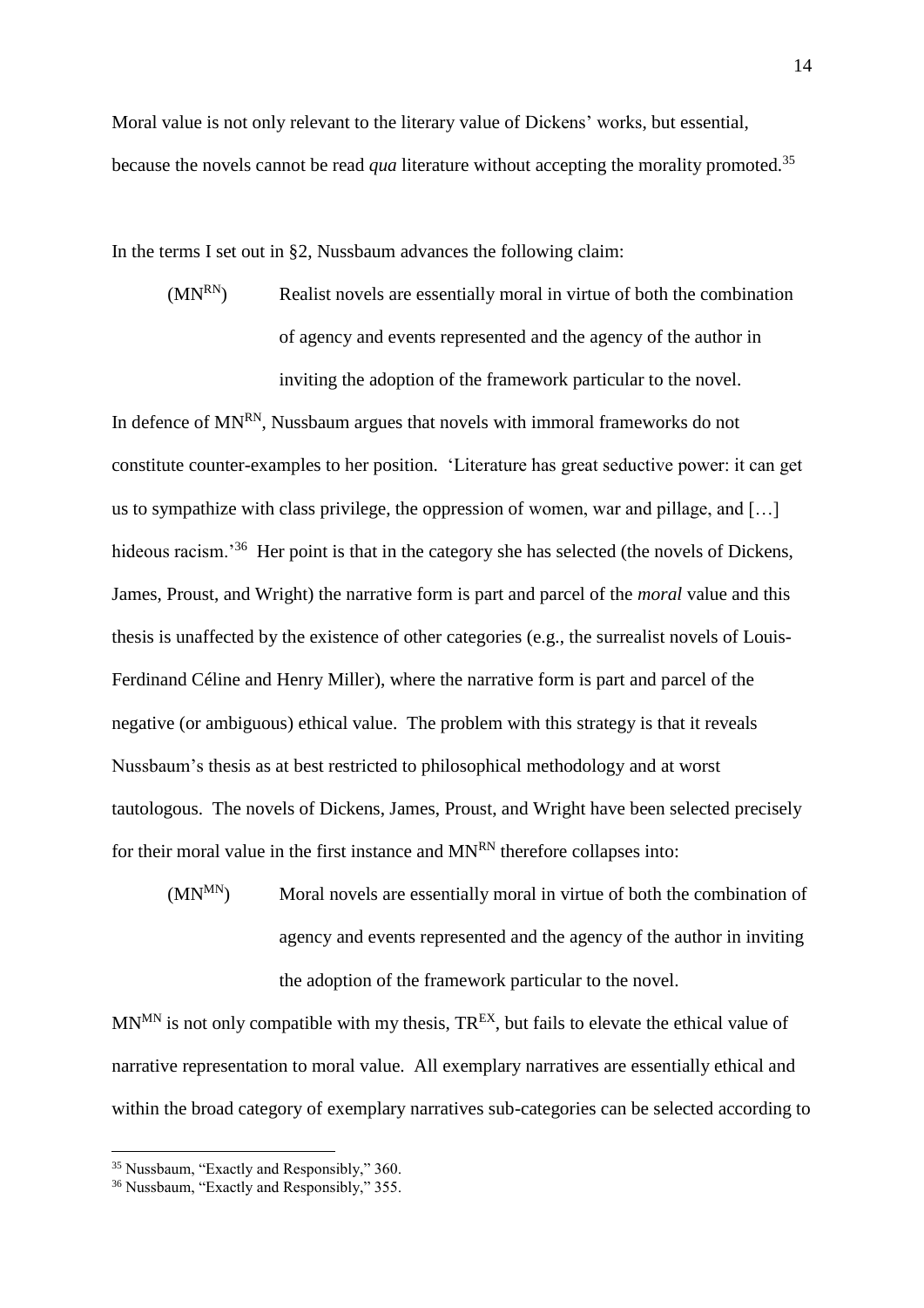Moral value is not only relevant to the literary value of Dickens' works, but essential, because the novels cannot be read *qua* literature without accepting the morality promoted.[35]

In the terms I set out in §2, Nussbaum advances the following claim:

> ($MN^{RN}$) Realist novels are essentially moral in virtue of both the combination of agency and events represented and the agency of the author in inviting the adoption of the framework particular to the novel.

In defence of $MN^{RN}$, Nussbaum argues that novels with immoral frameworks do not constitute counter-examples to her position. 'Literature has great seductive power: it can get us to sympathize with class privilege, the oppression of women, war and pillage, and […] hideous racism.'[36] Her point is that in the category she has selected (the novels of Dickens, James, Proust, and Wright) the narrative form is part and parcel of the *moral* value and this thesis is unaffected by the existence of other categories (e.g., the surrealist novels of Louis-Ferdinand Céline and Henry Miller), where the narrative form is part and parcel of the negative (or ambiguous) ethical value. The problem with this strategy is that it reveals Nussbaum's thesis as at best restricted to philosophical methodology and at worst tautologous. The novels of Dickens, James, Proust, and Wright have been selected precisely for their moral value in the first instance and $MN^{RN}$ therefore collapses into:

> ($MN^{MN}$) Moral novels are essentially moral in virtue of both the combination of agency and events represented and the agency of the author in inviting the adoption of the framework particular to the novel.

$MN^{MN}$ is not only compatible with my thesis, $TR^{EX}$, but fails to elevate the ethical value of narrative representation to moral value. All exemplary narratives are essentially ethical and within the broad category of exemplary narratives sub-categories can be selected according to

---

[35] Nussbaum, "Exactly and Responsibly," 360.

[36] Nussbaum, "Exactly and Responsibly," 355.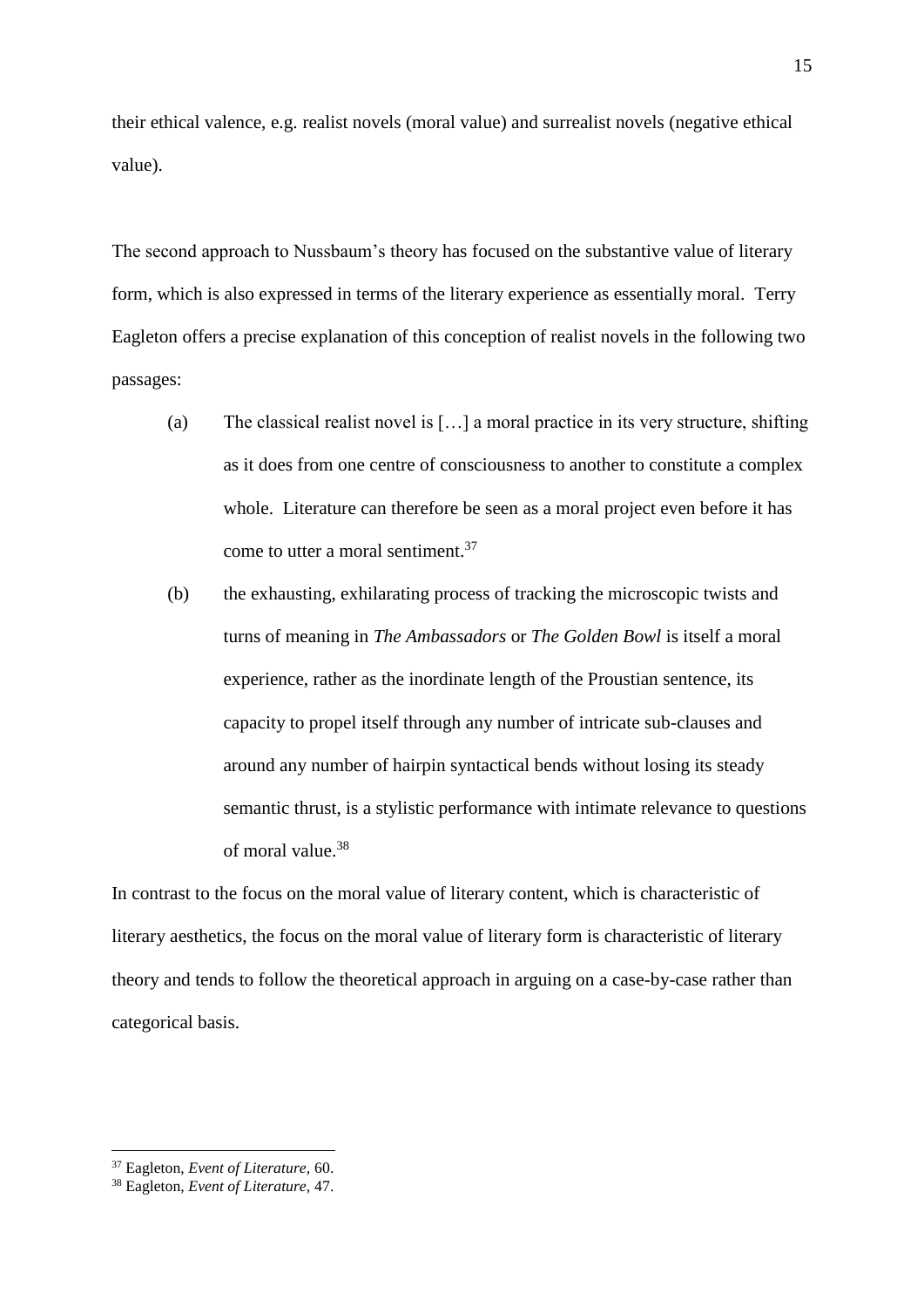their ethical valence, e.g. realist novels (moral value) and surrealist novels (negative ethical value).

The second approach to Nussbaum's theory has focused on the substantive value of literary form, which is also expressed in terms of the literary experience as essentially moral. Terry Eagleton offers a precise explanation of this conception of realist novels in the following two passages:

> (a) The classical realist novel is […] a moral practice in its very structure, shifting as it does from one centre of consciousness to another to constitute a complex whole. Literature can therefore be seen as a moral project even before it has come to utter a moral sentiment.[37]
>
> (b) the exhausting, exhilarating process of tracking the microscopic twists and turns of meaning in *The Ambassadors* or *The Golden Bowl* is itself a moral experience, rather as the inordinate length of the Proustian sentence, its capacity to propel itself through any number of intricate sub-clauses and around any number of hairpin syntactical bends without losing its steady semantic thrust, is a stylistic performance with intimate relevance to questions of moral value.[38]

In contrast to the focus on the moral value of literary content, which is characteristic of literary aesthetics, the focus on the moral value of literary form is characteristic of literary theory and tends to follow the theoretical approach in arguing on a case-by-case rather than categorical basis.

---

[37] Eagleton, *Event of Literature*, 60.

[38] Eagleton, *Event of Literature*, 47.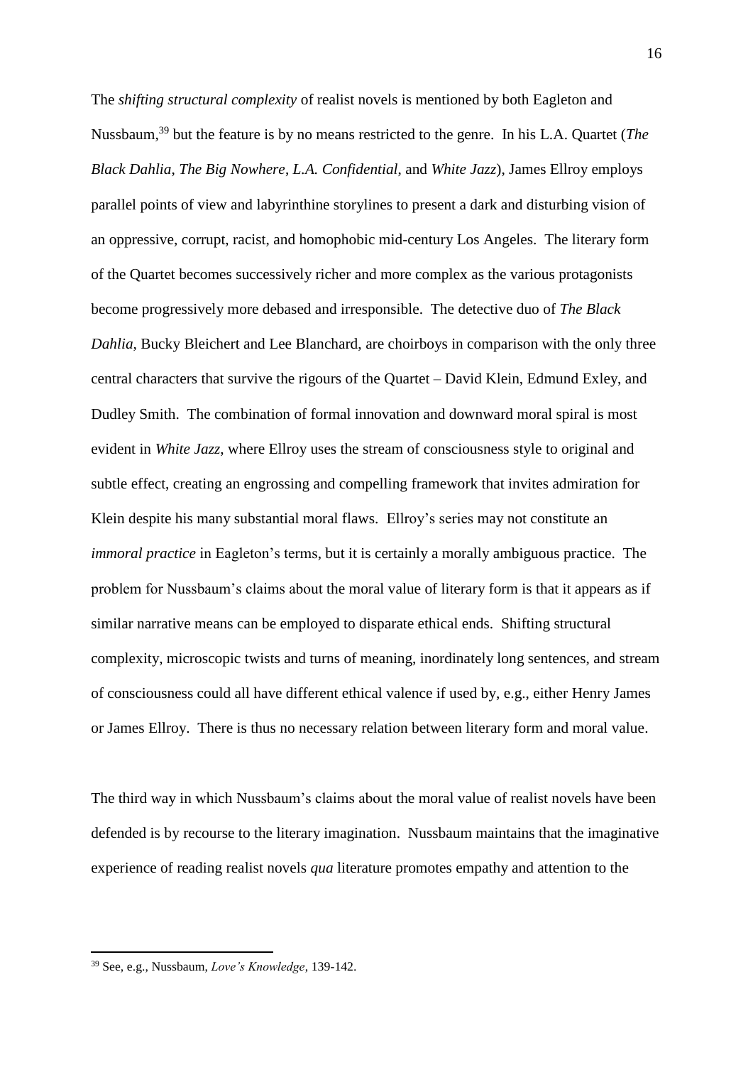The *shifting structural complexity* of realist novels is mentioned by both Eagleton and Nussbaum,[39] but the feature is by no means restricted to the genre. In his L.A. Quartet (*The Black Dahlia*, *The Big Nowhere*, *L.A. Confidential*, and *White Jazz*), James Ellroy employs parallel points of view and labyrinthine storylines to present a dark and disturbing vision of an oppressive, corrupt, racist, and homophobic mid-century Los Angeles. The literary form of the Quartet becomes successively richer and more complex as the various protagonists become progressively more debased and irresponsible. The detective duo of *The Black Dahlia*, Bucky Bleichert and Lee Blanchard, are choirboys in comparison with the only three central characters that survive the rigours of the Quartet – David Klein, Edmund Exley, and Dudley Smith. The combination of formal innovation and downward moral spiral is most evident in *White Jazz*, where Ellroy uses the stream of consciousness style to original and subtle effect, creating an engrossing and compelling framework that invites admiration for Klein despite his many substantial moral flaws. Ellroy's series may not constitute an *immoral practice* in Eagleton's terms, but it is certainly a morally ambiguous practice. The problem for Nussbaum's claims about the moral value of literary form is that it appears as if similar narrative means can be employed to disparate ethical ends. Shifting structural complexity, microscopic twists and turns of meaning, inordinately long sentences, and stream of consciousness could all have different ethical valence if used by, e.g., either Henry James or James Ellroy. There is thus no necessary relation between literary form and moral value.

The third way in which Nussbaum's claims about the moral value of realist novels have been defended is by recourse to the literary imagination. Nussbaum maintains that the imaginative experience of reading realist novels *qua* literature promotes empathy and attention to the

[39] See, e.g., Nussbaum, *Love's Knowledge*, 139-142.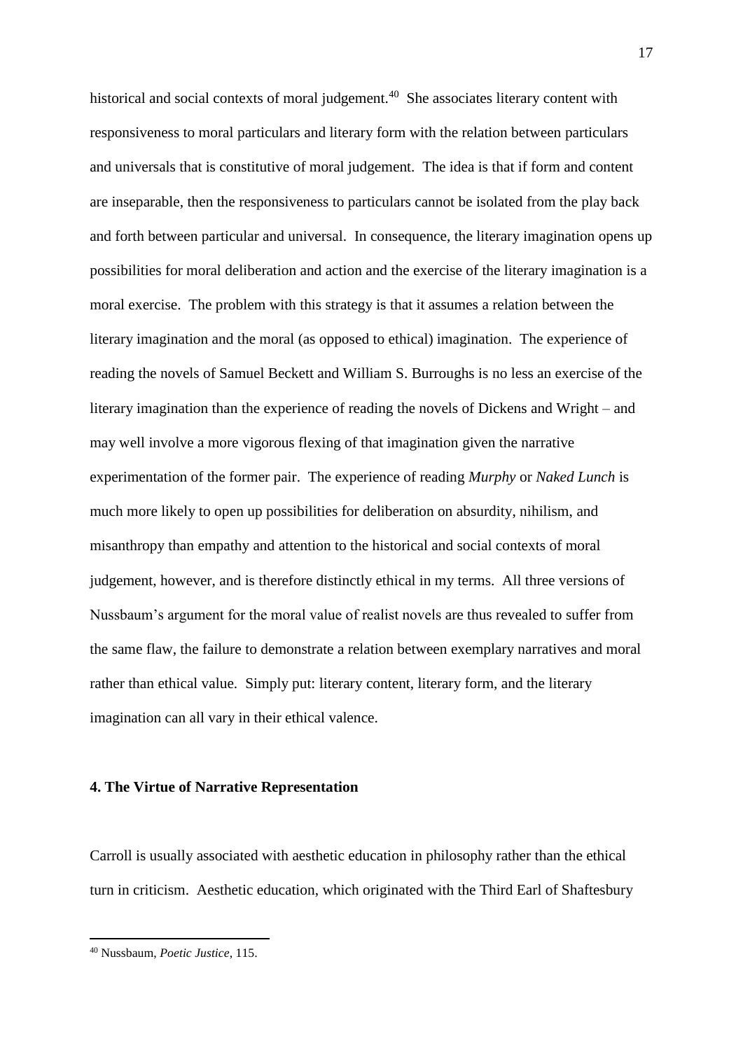historical and social contexts of moral judgement.[40] She associates literary content with responsiveness to moral particulars and literary form with the relation between particulars and universals that is constitutive of moral judgement. The idea is that if form and content are inseparable, then the responsiveness to particulars cannot be isolated from the play back and forth between particular and universal. In consequence, the literary imagination opens up possibilities for moral deliberation and action and the exercise of the literary imagination is a moral exercise. The problem with this strategy is that it assumes a relation between the literary imagination and the moral (as opposed to ethical) imagination. The experience of reading the novels of Samuel Beckett and William S. Burroughs is no less an exercise of the literary imagination than the experience of reading the novels of Dickens and Wright – and may well involve a more vigorous flexing of that imagination given the narrative experimentation of the former pair. The experience of reading *Murphy* or *Naked Lunch* is much more likely to open up possibilities for deliberation on absurdity, nihilism, and misanthropy than empathy and attention to the historical and social contexts of moral judgement, however, and is therefore distinctly ethical in my terms. All three versions of Nussbaum's argument for the moral value of realist novels are thus revealed to suffer from the same flaw, the failure to demonstrate a relation between exemplary narratives and moral rather than ethical value. Simply put: literary content, literary form, and the literary imagination can all vary in their ethical valence.

## 4. The Virtue of Narrative Representation

Carroll is usually associated with aesthetic education in philosophy rather than the ethical turn in criticism. Aesthetic education, which originated with the Third Earl of Shaftesbury

---

[40] Nussbaum, *Poetic Justice*, 115.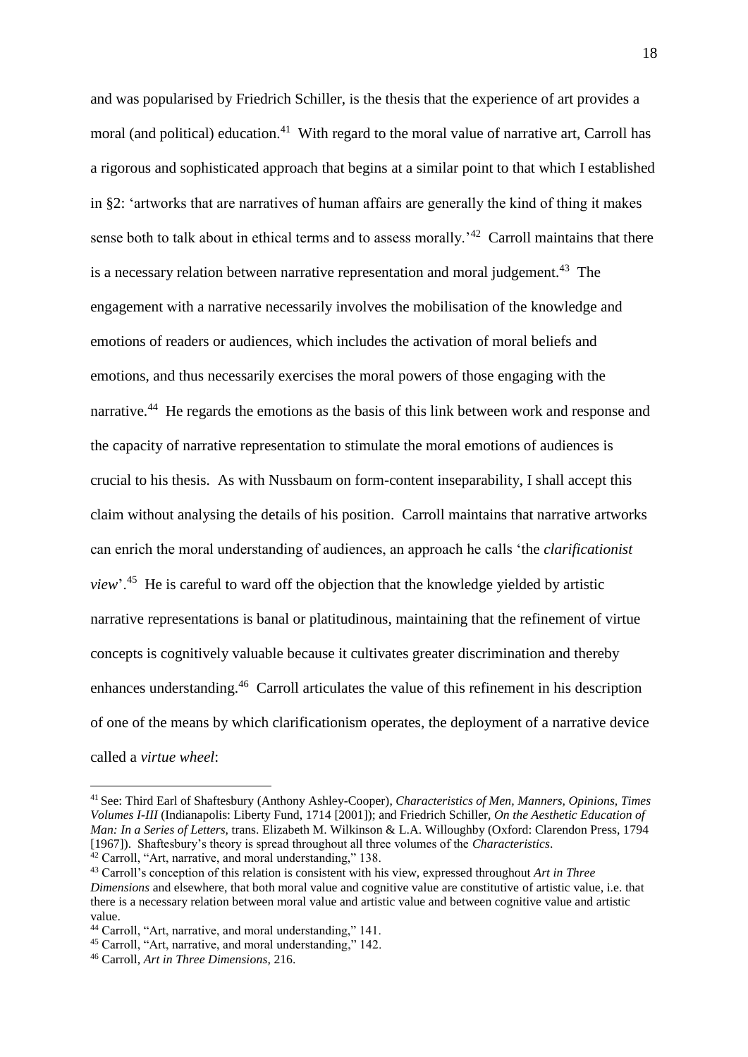and was popularised by Friedrich Schiller, is the thesis that the experience of art provides a moral (and political) education.[41] With regard to the moral value of narrative art, Carroll has a rigorous and sophisticated approach that begins at a similar point to that which I established in §2: 'artworks that are narratives of human affairs are generally the kind of thing it makes sense both to talk about in ethical terms and to assess morally.'[42] Carroll maintains that there is a necessary relation between narrative representation and moral judgement.[43] The engagement with a narrative necessarily involves the mobilisation of the knowledge and emotions of readers or audiences, which includes the activation of moral beliefs and emotions, and thus necessarily exercises the moral powers of those engaging with the narrative.[44] He regards the emotions as the basis of this link between work and response and the capacity of narrative representation to stimulate the moral emotions of audiences is crucial to his thesis. As with Nussbaum on form-content inseparability, I shall accept this claim without analysing the details of his position. Carroll maintains that narrative artworks can enrich the moral understanding of audiences, an approach he calls 'the *clarificationist view*'.[45] He is careful to ward off the objection that the knowledge yielded by artistic narrative representations is banal or platitudinous, maintaining that the refinement of virtue concepts is cognitively valuable because it cultivates greater discrimination and thereby enhances understanding.[46] Carroll articulates the value of this refinement in his description of one of the means by which clarificationism operates, the deployment of a narrative device called a *virtue wheel*:

---

[41] See: Third Earl of Shaftesbury (Anthony Ashley-Cooper), *Characteristics of Men, Manners, Opinions, Times Volumes I-III* (Indianapolis: Liberty Fund, 1714 [2001]); and Friedrich Schiller, *On the Aesthetic Education of Man: In a Series of Letters*, trans. Elizabeth M. Wilkinson & L.A. Willoughby (Oxford: Clarendon Press, 1794 [1967]). Shaftesbury's theory is spread throughout all three volumes of the *Characteristics*.

[42] Carroll, "Art, narrative, and moral understanding," 138.

[43] Carroll's conception of this relation is consistent with his view, expressed throughout *Art in Three Dimensions* and elsewhere, that both moral value and cognitive value are constitutive of artistic value, i.e. that there is a necessary relation between moral value and artistic value and between cognitive value and artistic value.

[44] Carroll, "Art, narrative, and moral understanding," 141.

[45] Carroll, "Art, narrative, and moral understanding," 142.

[46] Carroll, *Art in Three Dimensions*, 216.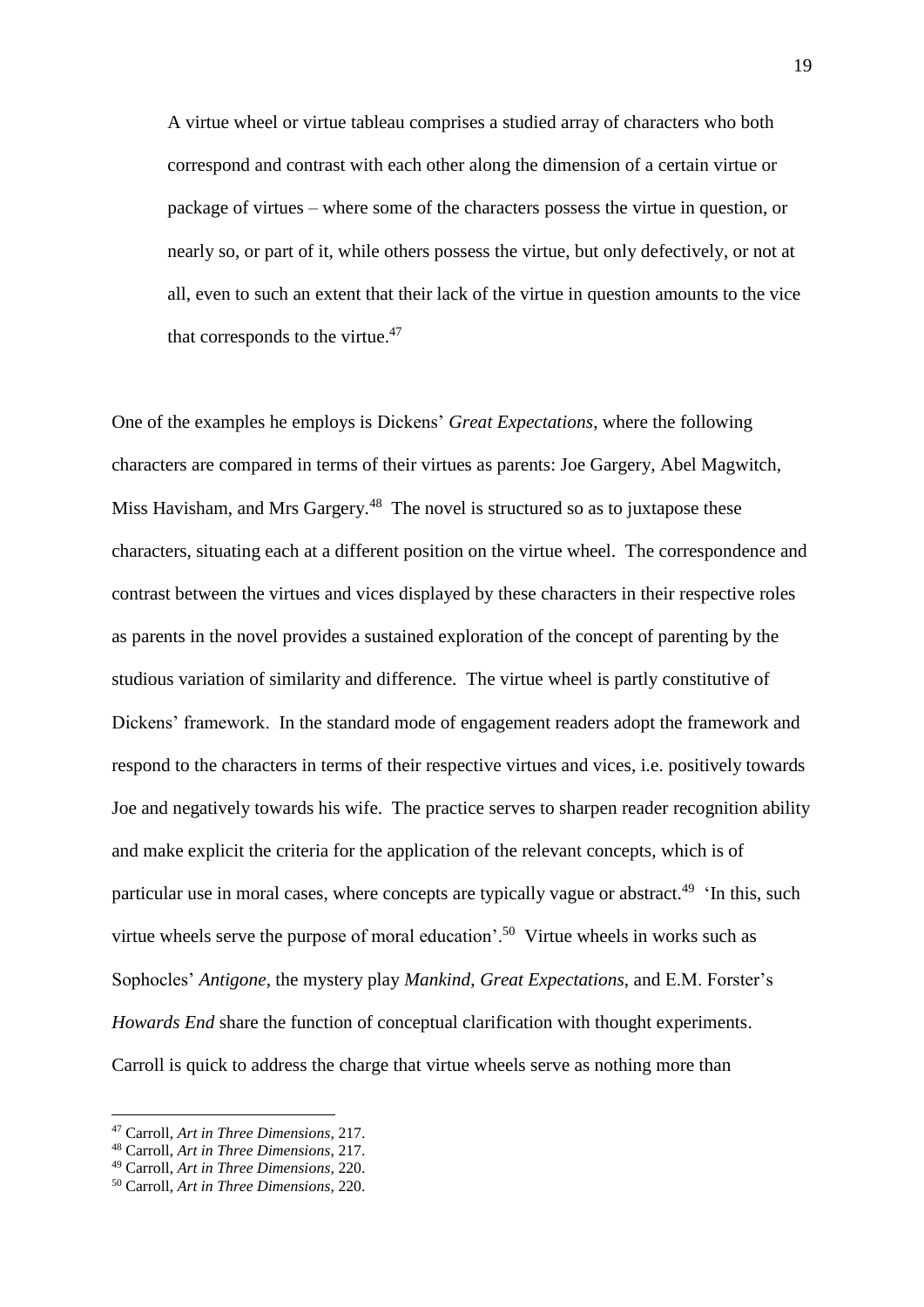> A virtue wheel or virtue tableau comprises a studied array of characters who both correspond and contrast with each other along the dimension of a certain virtue or package of virtues – where some of the characters possess the virtue in question, or nearly so, or part of it, while others possess the virtue, but only defectively, or not at all, even to such an extent that their lack of the virtue in question amounts to the vice that corresponds to the virtue.[47]

One of the examples he employs is Dickens' *Great Expectations*, where the following characters are compared in terms of their virtues as parents: Joe Gargery, Abel Magwitch, Miss Havisham, and Mrs Gargery.[48] The novel is structured so as to juxtapose these characters, situating each at a different position on the virtue wheel. The correspondence and contrast between the virtues and vices displayed by these characters in their respective roles as parents in the novel provides a sustained exploration of the concept of parenting by the studious variation of similarity and difference. The virtue wheel is partly constitutive of Dickens' framework. In the standard mode of engagement readers adopt the framework and respond to the characters in terms of their respective virtues and vices, i.e. positively towards Joe and negatively towards his wife. The practice serves to sharpen reader recognition ability and make explicit the criteria for the application of the relevant concepts, which is of particular use in moral cases, where concepts are typically vague or abstract.[49] 'In this, such virtue wheels serve the purpose of moral education'.[50] Virtue wheels in works such as Sophocles' *Antigone*, the mystery play *Mankind*, *Great Expectations*, and E.M. Forster's *Howards End* share the function of conceptual clarification with thought experiments. Carroll is quick to address the charge that virtue wheels serve as nothing more than

---

[47] Carroll, *Art in Three Dimensions*, 217.

[48] Carroll, *Art in Three Dimensions*, 217.

[49] Carroll, *Art in Three Dimensions*, 220.

[50] Carroll, *Art in Three Dimensions*, 220.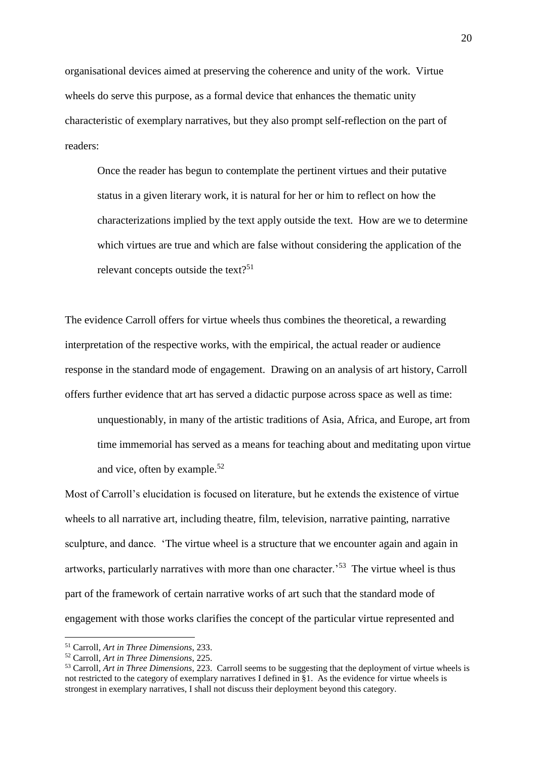organisational devices aimed at preserving the coherence and unity of the work. Virtue wheels do serve this purpose, as a formal device that enhances the thematic unity characteristic of exemplary narratives, but they also prompt self-reflection on the part of readers:

> Once the reader has begun to contemplate the pertinent virtues and their putative status in a given literary work, it is natural for her or him to reflect on how the characterizations implied by the text apply outside the text. How are we to determine which virtues are true and which are false without considering the application of the relevant concepts outside the text?[51]

The evidence Carroll offers for virtue wheels thus combines the theoretical, a rewarding interpretation of the respective works, with the empirical, the actual reader or audience response in the standard mode of engagement. Drawing on an analysis of art history, Carroll offers further evidence that art has served a didactic purpose across space as well as time:

> unquestionably, in many of the artistic traditions of Asia, Africa, and Europe, art from time immemorial has served as a means for teaching about and meditating upon virtue and vice, often by example.[52]

Most of Carroll's elucidation is focused on literature, but he extends the existence of virtue wheels to all narrative art, including theatre, film, television, narrative painting, narrative sculpture, and dance. 'The virtue wheel is a structure that we encounter again and again in artworks, particularly narratives with more than one character.'[53] The virtue wheel is thus part of the framework of certain narrative works of art such that the standard mode of engagement with those works clarifies the concept of the particular virtue represented and

---

[51] Carroll, *Art in Three Dimensions*, 233.

[52] Carroll, *Art in Three Dimensions*, 225.

[53] Carroll, *Art in Three Dimensions*, 223. Carroll seems to be suggesting that the deployment of virtue wheels is not restricted to the category of exemplary narratives I defined in §1. As the evidence for virtue wheels is strongest in exemplary narratives, I shall not discuss their deployment beyond this category.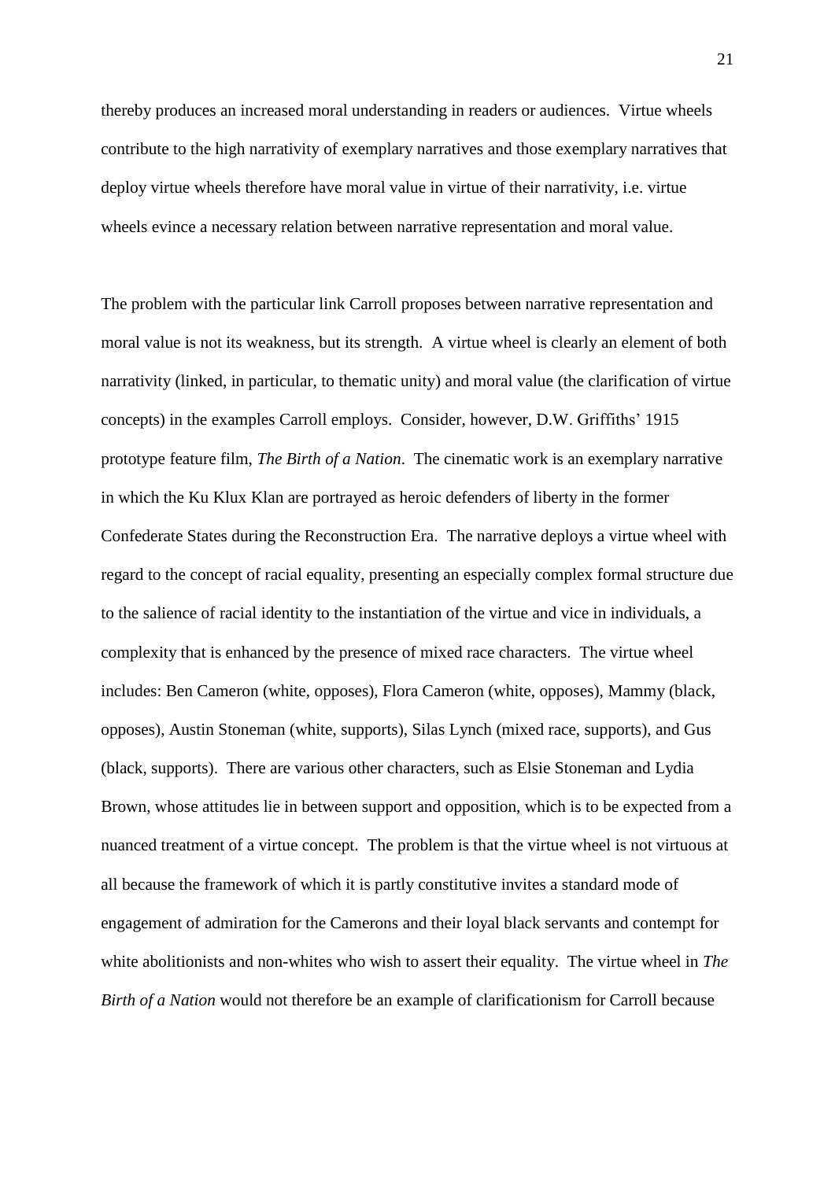thereby produces an increased moral understanding in readers or audiences. Virtue wheels contribute to the high narrativity of exemplary narratives and those exemplary narratives that deploy virtue wheels therefore have moral value in virtue of their narrativity, i.e. virtue wheels evince a necessary relation between narrative representation and moral value.

The problem with the particular link Carroll proposes between narrative representation and moral value is not its weakness, but its strength. A virtue wheel is clearly an element of both narrativity (linked, in particular, to thematic unity) and moral value (the clarification of virtue concepts) in the examples Carroll employs. Consider, however, D.W. Griffiths' 1915 prototype feature film, *The Birth of a Nation*. The cinematic work is an exemplary narrative in which the Ku Klux Klan are portrayed as heroic defenders of liberty in the former Confederate States during the Reconstruction Era. The narrative deploys a virtue wheel with regard to the concept of racial equality, presenting an especially complex formal structure due to the salience of racial identity to the instantiation of the virtue and vice in individuals, a complexity that is enhanced by the presence of mixed race characters. The virtue wheel includes: Ben Cameron (white, opposes), Flora Cameron (white, opposes), Mammy (black, opposes), Austin Stoneman (white, supports), Silas Lynch (mixed race, supports), and Gus (black, supports). There are various other characters, such as Elsie Stoneman and Lydia Brown, whose attitudes lie in between support and opposition, which is to be expected from a nuanced treatment of a virtue concept. The problem is that the virtue wheel is not virtuous at all because the framework of which it is partly constitutive invites a standard mode of engagement of admiration for the Camerons and their loyal black servants and contempt for white abolitionists and non-whites who wish to assert their equality. The virtue wheel in *The Birth of a Nation* would not therefore be an example of clarificationism for Carroll because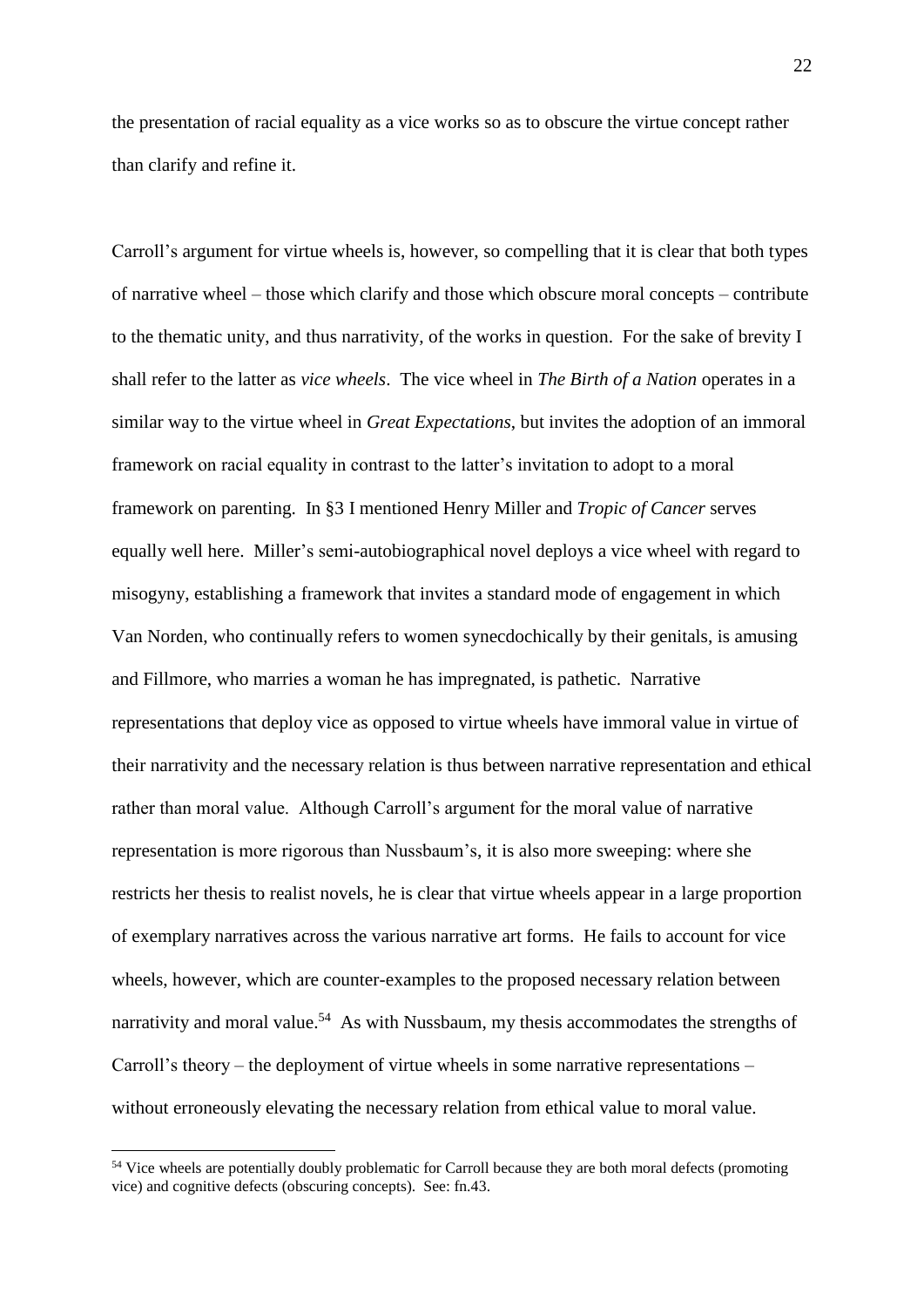the presentation of racial equality as a vice works so as to obscure the virtue concept rather than clarify and refine it.

Carroll's argument for virtue wheels is, however, so compelling that it is clear that both types of narrative wheel – those which clarify and those which obscure moral concepts – contribute to the thematic unity, and thus narrativity, of the works in question. For the sake of brevity I shall refer to the latter as *vice wheels*. The vice wheel in *The Birth of a Nation* operates in a similar way to the virtue wheel in *Great Expectations*, but invites the adoption of an immoral framework on racial equality in contrast to the latter's invitation to adopt to a moral framework on parenting. In §3 I mentioned Henry Miller and *Tropic of Cancer* serves equally well here. Miller's semi-autobiographical novel deploys a vice wheel with regard to misogyny, establishing a framework that invites a standard mode of engagement in which Van Norden, who continually refers to women synecdochically by their genitals, is amusing and Fillmore, who marries a woman he has impregnated, is pathetic. Narrative representations that deploy vice as opposed to virtue wheels have immoral value in virtue of their narrativity and the necessary relation is thus between narrative representation and ethical rather than moral value. Although Carroll's argument for the moral value of narrative representation is more rigorous than Nussbaum's, it is also more sweeping: where she restricts her thesis to realist novels, he is clear that virtue wheels appear in a large proportion of exemplary narratives across the various narrative art forms. He fails to account for vice wheels, however, which are counter-examples to the proposed necessary relation between narrativity and moral value.[54] As with Nussbaum, my thesis accommodates the strengths of Carroll's theory – the deployment of virtue wheels in some narrative representations – without erroneously elevating the necessary relation from ethical value to moral value.

[54] Vice wheels are potentially doubly problematic for Carroll because they are both moral defects (promoting vice) and cognitive defects (obscuring concepts). See: fn.43.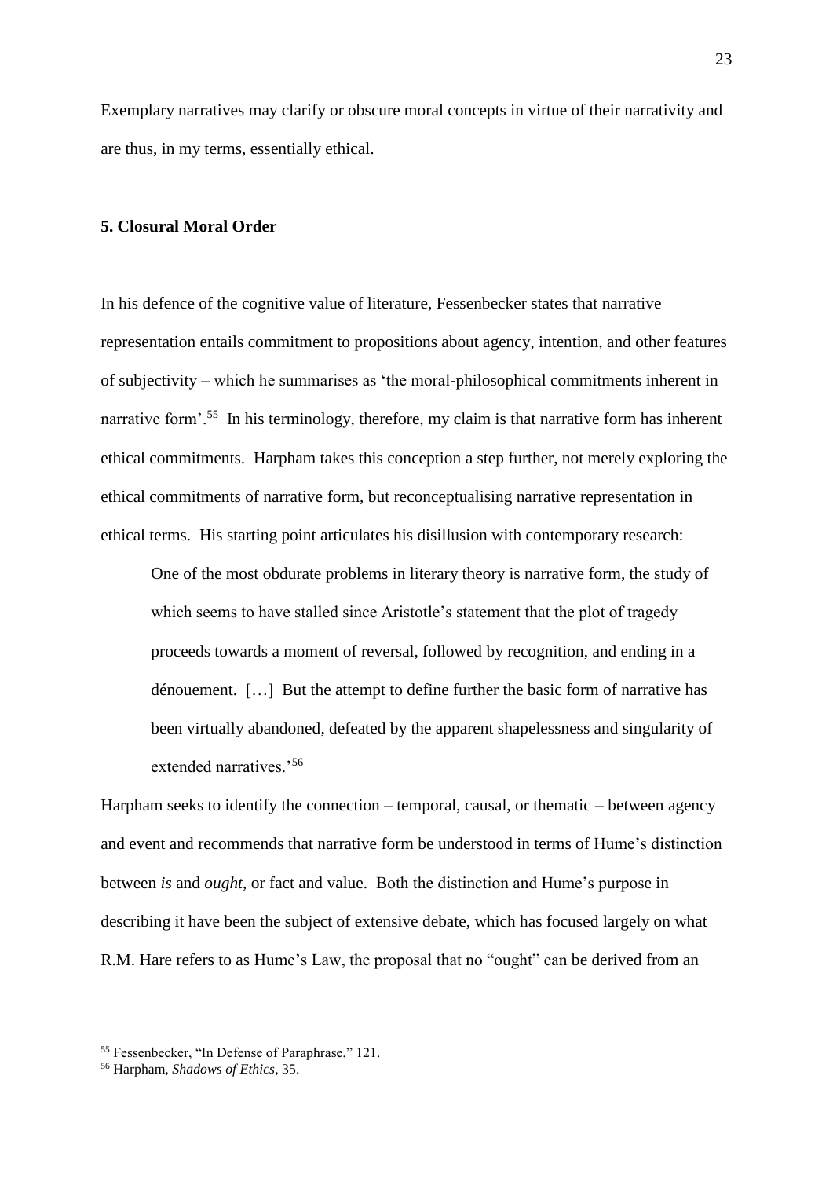Exemplary narratives may clarify or obscure moral concepts in virtue of their narrativity and are thus, in my terms, essentially ethical.

## 5. Closural Moral Order

In his defence of the cognitive value of literature, Fessenbecker states that narrative representation entails commitment to propositions about agency, intention, and other features of subjectivity – which he summarises as 'the moral-philosophical commitments inherent in narrative form'.[55] In his terminology, therefore, my claim is that narrative form has inherent ethical commitments. Harpham takes this conception a step further, not merely exploring the ethical commitments of narrative form, but reconceptualising narrative representation in ethical terms. His starting point articulates his disillusion with contemporary research:

> One of the most obdurate problems in literary theory is narrative form, the study of which seems to have stalled since Aristotle's statement that the plot of tragedy proceeds towards a moment of reversal, followed by recognition, and ending in a dénouement. […] But the attempt to define further the basic form of narrative has been virtually abandoned, defeated by the apparent shapelessness and singularity of extended narratives.'[56]

Harpham seeks to identify the connection – temporal, causal, or thematic – between agency and event and recommends that narrative form be understood in terms of Hume's distinction between *is* and *ought*, or fact and value. Both the distinction and Hume's purpose in describing it have been the subject of extensive debate, which has focused largely on what R.M. Hare refers to as Hume's Law, the proposal that no "ought" can be derived from an

[55] Fessenbecker, "In Defense of Paraphrase," 121.

[56] Harpham, *Shadows of Ethics*, 35.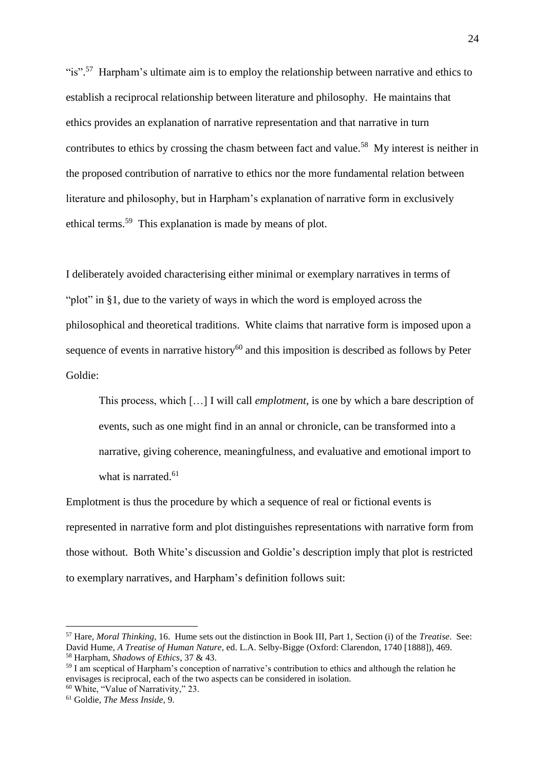"is".[57] Harpham's ultimate aim is to employ the relationship between narrative and ethics to establish a reciprocal relationship between literature and philosophy. He maintains that ethics provides an explanation of narrative representation and that narrative in turn contributes to ethics by crossing the chasm between fact and value.[58] My interest is neither in the proposed contribution of narrative to ethics nor the more fundamental relation between literature and philosophy, but in Harpham's explanation of narrative form in exclusively ethical terms.[59] This explanation is made by means of plot.

I deliberately avoided characterising either minimal or exemplary narratives in terms of "plot" in §1, due to the variety of ways in which the word is employed across the philosophical and theoretical traditions. White claims that narrative form is imposed upon a sequence of events in narrative history[60] and this imposition is described as follows by Peter Goldie:

> This process, which […] I will call *emplotment*, is one by which a bare description of events, such as one might find in an annal or chronicle, can be transformed into a narrative, giving coherence, meaningfulness, and evaluative and emotional import to what is narrated.[61]

Emplotment is thus the procedure by which a sequence of real or fictional events is represented in narrative form and plot distinguishes representations with narrative form from those without. Both White's discussion and Goldie's description imply that plot is restricted to exemplary narratives, and Harpham's definition follows suit:

---

[57] Hare, *Moral Thinking*, 16. Hume sets out the distinction in Book III, Part 1, Section (i) of the *Treatise*. See: David Hume, *A Treatise of Human Nature*, ed. L.A. Selby-Bigge (Oxford: Clarendon, 1740 [1888]), 469.

[58] Harpham, *Shadows of Ethics*, 37 & 43.

[59] I am sceptical of Harpham's conception of narrative's contribution to ethics and although the relation he envisages is reciprocal, each of the two aspects can be considered in isolation.

[60] White, "Value of Narrativity," 23.

[61] Goldie, *The Mess Inside*, 9.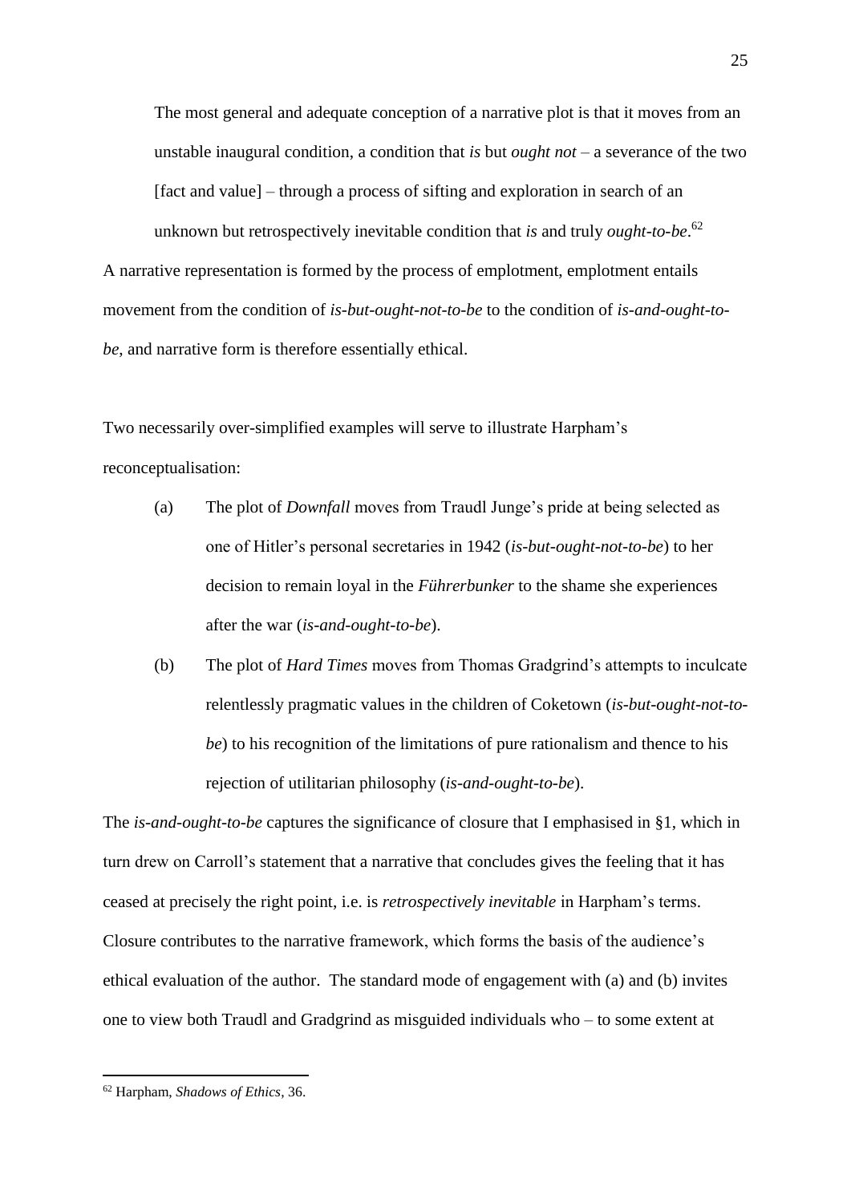> The most general and adequate conception of a narrative plot is that it moves from an unstable inaugural condition, a condition that *is* but *ought not* – a severance of the two [fact and value] – through a process of sifting and exploration in search of an unknown but retrospectively inevitable condition that *is* and truly *ought-to-be*.[62]

A narrative representation is formed by the process of emplotment, emplotment entails movement from the condition of *is-but-ought-not-to-be* to the condition of *is-and-ought-to-be*, and narrative form is therefore essentially ethical.

Two necessarily over-simplified examples will serve to illustrate Harpham's reconceptualisation:

(a) The plot of *Downfall* moves from Traudl Junge's pride at being selected as one of Hitler's personal secretaries in 1942 (*is-but-ought-not-to-be*) to her decision to remain loyal in the *Führerbunker* to the shame she experiences after the war (*is-and-ought-to-be*).

(b) The plot of *Hard Times* moves from Thomas Gradgrind's attempts to inculcate relentlessly pragmatic values in the children of Coketown (*is-but-ought-not-to-be*) to his recognition of the limitations of pure rationalism and thence to his rejection of utilitarian philosophy (*is-and-ought-to-be*).

The *is-and-ought-to-be* captures the significance of closure that I emphasised in §1, which in turn drew on Carroll's statement that a narrative that concludes gives the feeling that it has ceased at precisely the right point, i.e. is *retrospectively inevitable* in Harpham's terms. Closure contributes to the narrative framework, which forms the basis of the audience's ethical evaluation of the author. The standard mode of engagement with (a) and (b) invites one to view both Traudl and Gradgrind as misguided individuals who – to some extent at

---

[62] Harpham, *Shadows of Ethics*, 36.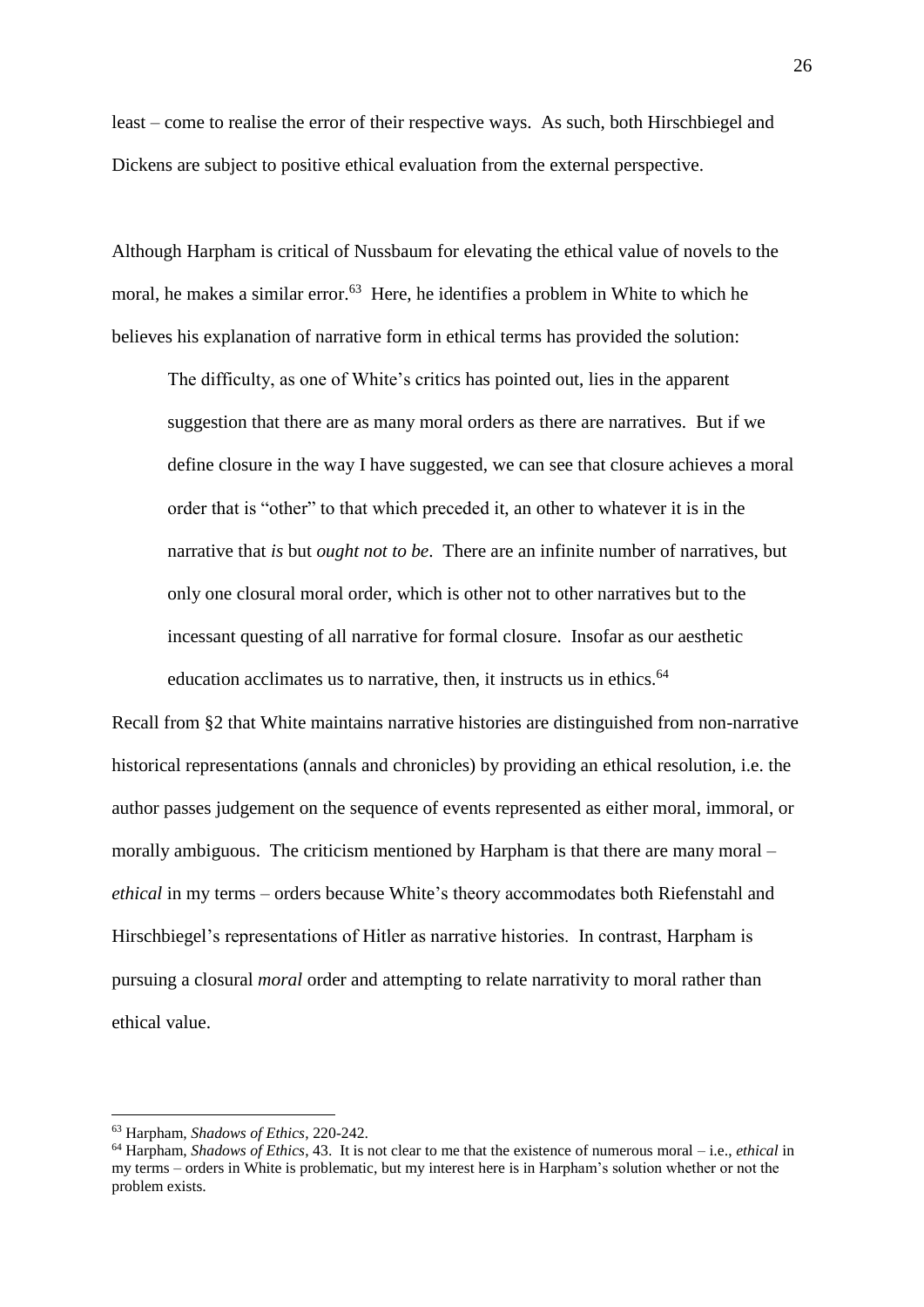least – come to realise the error of their respective ways. As such, both Hirschbiegel and Dickens are subject to positive ethical evaluation from the external perspective.

Although Harpham is critical of Nussbaum for elevating the ethical value of novels to the moral, he makes a similar error.[63] Here, he identifies a problem in White to which he believes his explanation of narrative form in ethical terms has provided the solution:

> The difficulty, as one of White's critics has pointed out, lies in the apparent suggestion that there are as many moral orders as there are narratives. But if we define closure in the way I have suggested, we can see that closure achieves a moral order that is "other" to that which preceded it, an other to whatever it is in the narrative that *is* but *ought not to be*. There are an infinite number of narratives, but only one closural moral order, which is other not to other narratives but to the incessant questing of all narrative for formal closure. Insofar as our aesthetic education acclimates us to narrative, then, it instructs us in ethics.[64]

Recall from §2 that White maintains narrative histories are distinguished from non-narrative historical representations (annals and chronicles) by providing an ethical resolution, i.e. the author passes judgement on the sequence of events represented as either moral, immoral, or morally ambiguous. The criticism mentioned by Harpham is that there are many moral – *ethical* in my terms – orders because White's theory accommodates both Riefenstahl and Hirschbiegel's representations of Hitler as narrative histories. In contrast, Harpham is pursuing a closural *moral* order and attempting to relate narrativity to moral rather than ethical value.

---

[63] Harpham, *Shadows of Ethics*, 220-242.

[64] Harpham, *Shadows of Ethics*, 43. It is not clear to me that the existence of numerous moral – i.e., *ethical* in my terms – orders in White is problematic, but my interest here is in Harpham's solution whether or not the problem exists.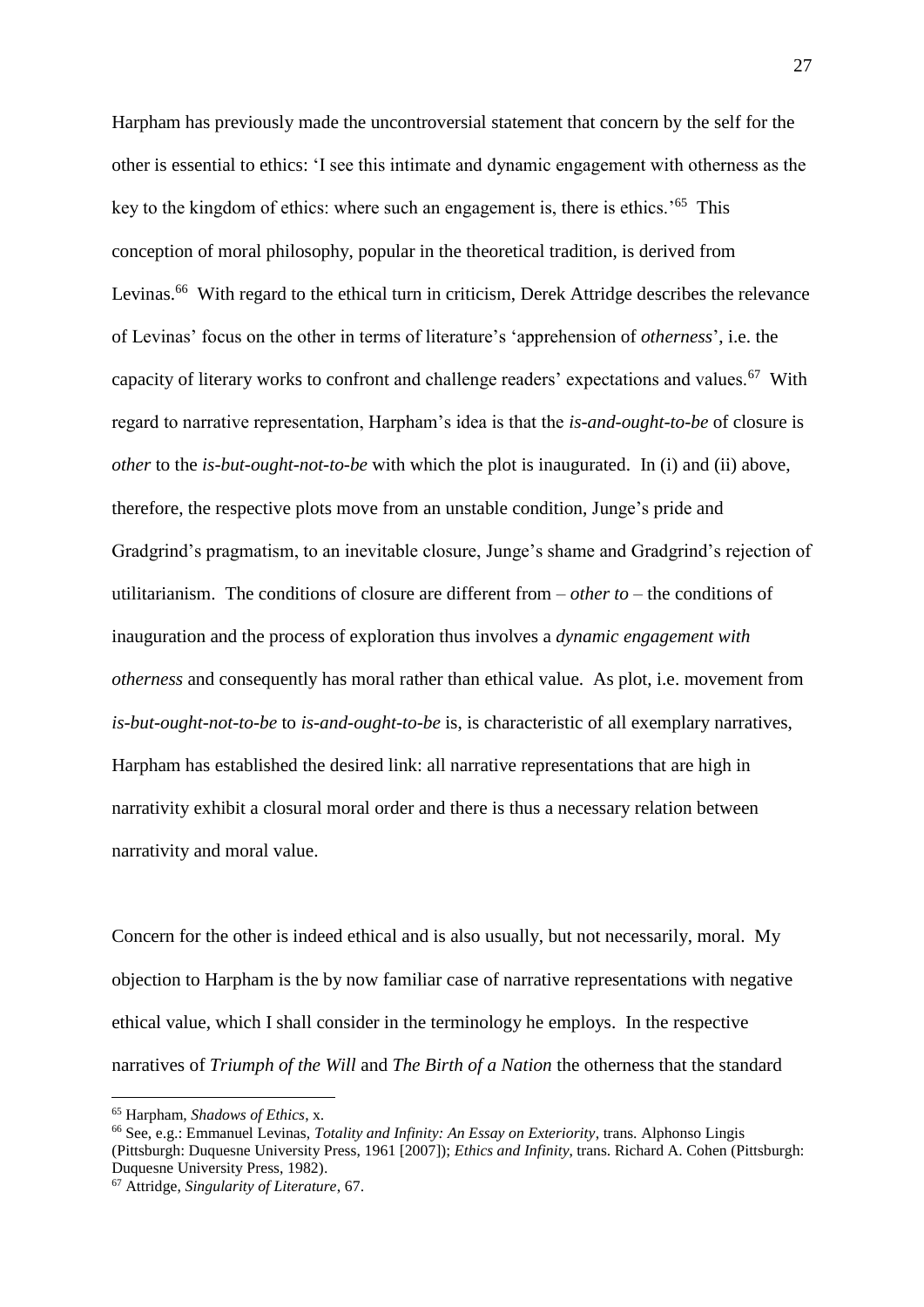Harpham has previously made the uncontroversial statement that concern by the self for the other is essential to ethics: 'I see this intimate and dynamic engagement with otherness as the key to the kingdom of ethics: where such an engagement is, there is ethics.'[65] This conception of moral philosophy, popular in the theoretical tradition, is derived from Levinas.[66] With regard to the ethical turn in criticism, Derek Attridge describes the relevance of Levinas' focus on the other in terms of literature's 'apprehension of *otherness*', i.e. the capacity of literary works to confront and challenge readers' expectations and values.[67] With regard to narrative representation, Harpham's idea is that the *is-and-ought-to-be* of closure is *other* to the *is-but-ought-not-to-be* with which the plot is inaugurated. In (i) and (ii) above, therefore, the respective plots move from an unstable condition, Junge's pride and Gradgrind's pragmatism, to an inevitable closure, Junge's shame and Gradgrind's rejection of utilitarianism. The conditions of closure are different from – *other to* – the conditions of inauguration and the process of exploration thus involves a *dynamic engagement with otherness* and consequently has moral rather than ethical value. As plot, i.e. movement from *is-but-ought-not-to-be* to *is-and-ought-to-be* is, is characteristic of all exemplary narratives, Harpham has established the desired link: all narrative representations that are high in narrativity exhibit a closural moral order and there is thus a necessary relation between narrativity and moral value.

Concern for the other is indeed ethical and is also usually, but not necessarily, moral. My objection to Harpham is the by now familiar case of narrative representations with negative ethical value, which I shall consider in the terminology he employs. In the respective narratives of *Triumph of the Will* and *The Birth of a Nation* the otherness that the standard

---

[65] Harpham, *Shadows of Ethics*, x.

[66] See, e.g.: Emmanuel Levinas, *Totality and Infinity: An Essay on Exteriority*, trans. Alphonso Lingis (Pittsburgh: Duquesne University Press, 1961 [2007]); *Ethics and Infinity*, trans. Richard A. Cohen (Pittsburgh: Duquesne University Press, 1982).

[67] Attridge, *Singularity of Literature*, 67.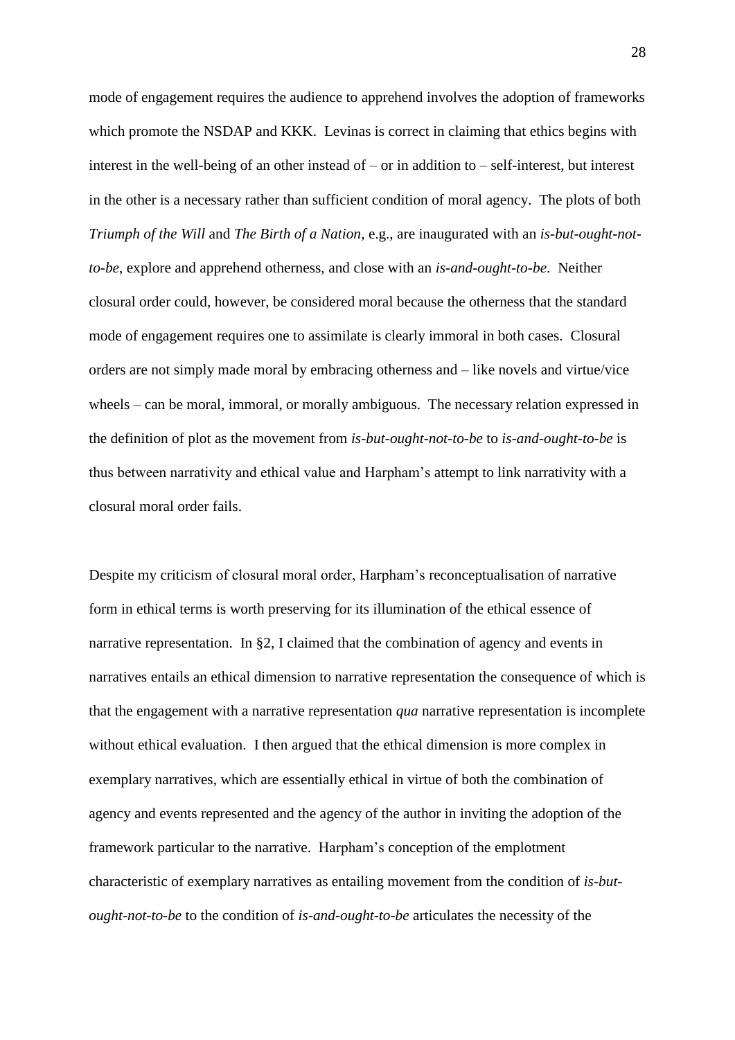mode of engagement requires the audience to apprehend involves the adoption of frameworks which promote the NSDAP and KKK. Levinas is correct in claiming that ethics begins with interest in the well-being of an other instead of – or in addition to – self-interest, but interest in the other is a necessary rather than sufficient condition of moral agency. The plots of both *Triumph of the Will* and *The Birth of a Nation*, e.g., are inaugurated with an *is-but-ought-not-to-be*, explore and apprehend otherness, and close with an *is-and-ought-to-be*. Neither closural order could, however, be considered moral because the otherness that the standard mode of engagement requires one to assimilate is clearly immoral in both cases. Closural orders are not simply made moral by embracing otherness and – like novels and virtue/vice wheels – can be moral, immoral, or morally ambiguous. The necessary relation expressed in the definition of plot as the movement from *is-but-ought-not-to-be* to *is-and-ought-to-be* is thus between narrativity and ethical value and Harpham's attempt to link narrativity with a closural moral order fails.

Despite my criticism of closural moral order, Harpham's reconceptualisation of narrative form in ethical terms is worth preserving for its illumination of the ethical essence of narrative representation. In §2, I claimed that the combination of agency and events in narratives entails an ethical dimension to narrative representation the consequence of which is that the engagement with a narrative representation *qua* narrative representation is incomplete without ethical evaluation. I then argued that the ethical dimension is more complex in exemplary narratives, which are essentially ethical in virtue of both the combination of agency and events represented and the agency of the author in inviting the adoption of the framework particular to the narrative. Harpham's conception of the emplotment characteristic of exemplary narratives as entailing movement from the condition of *is-but-ought-not-to-be* to the condition of *is-and-ought-to-be* articulates the necessity of the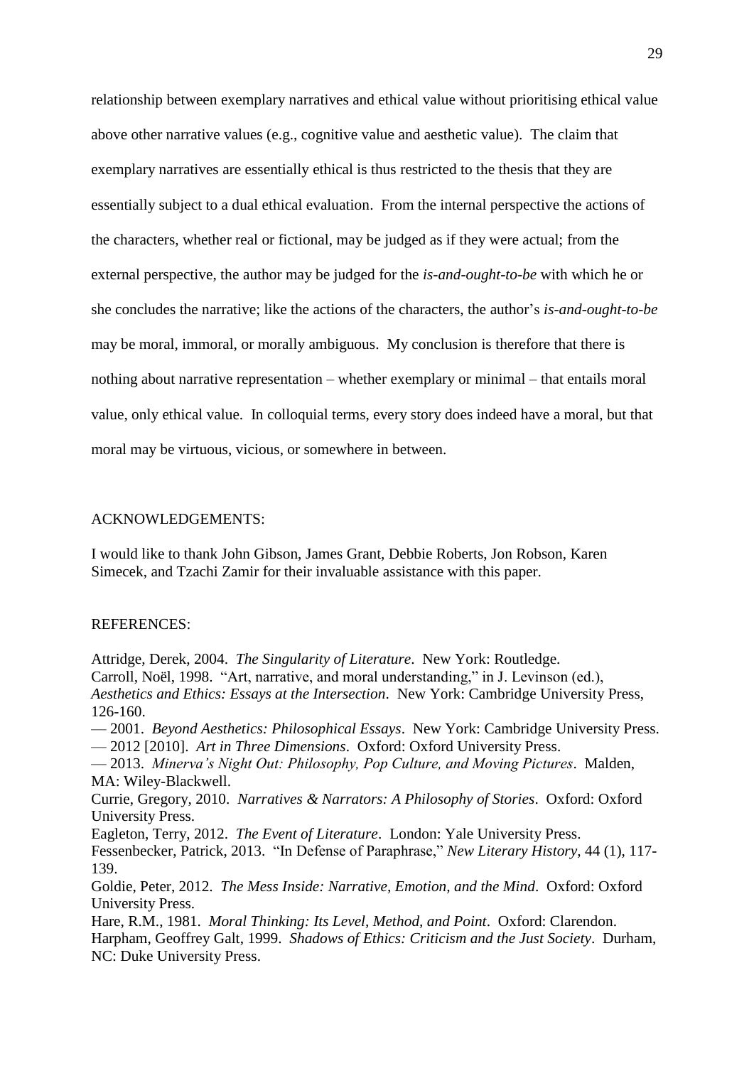relationship between exemplary narratives and ethical value without prioritising ethical value above other narrative values (e.g., cognitive value and aesthetic value). The claim that exemplary narratives are essentially ethical is thus restricted to the thesis that they are essentially subject to a dual ethical evaluation. From the internal perspective the actions of the characters, whether real or fictional, may be judged as if they were actual; from the external perspective, the author may be judged for the *is-and-ought-to-be* with which he or she concludes the narrative; like the actions of the characters, the author's *is-and-ought-to-be* may be moral, immoral, or morally ambiguous. My conclusion is therefore that there is nothing about narrative representation – whether exemplary or minimal – that entails moral value, only ethical value. In colloquial terms, every story does indeed have a moral, but that moral may be virtuous, vicious, or somewhere in between.

## ACKNOWLEDGEMENTS:

I would like to thank John Gibson, James Grant, Debbie Roberts, Jon Robson, Karen Simecek, and Tzachi Zamir for their invaluable assistance with this paper.

## REFERENCES:

Attridge, Derek, 2004. *The Singularity of Literature*. New York: Routledge.

Carroll, Noël, 1998. "Art, narrative, and moral understanding," in J. Levinson (ed.), *Aesthetics and Ethics: Essays at the Intersection*. New York: Cambridge University Press, 126-160.

— 2001. *Beyond Aesthetics: Philosophical Essays*. New York: Cambridge University Press.

— 2012 [2010]. *Art in Three Dimensions*. Oxford: Oxford University Press.

— 2013. *Minerva's Night Out: Philosophy, Pop Culture, and Moving Pictures*. Malden, MA: Wiley-Blackwell.

Currie, Gregory, 2010. *Narratives & Narrators: A Philosophy of Stories*. Oxford: Oxford University Press.

Eagleton, Terry, 2012. *The Event of Literature*. London: Yale University Press.

Fessenbecker, Patrick, 2013. "In Defense of Paraphrase," *New Literary History*, 44 (1), 117-139.

Goldie, Peter, 2012. *The Mess Inside: Narrative, Emotion, and the Mind*. Oxford: Oxford University Press.

Hare, R.M., 1981. *Moral Thinking: Its Level, Method, and Point*. Oxford: Clarendon.

Harpham, Geoffrey Galt, 1999. *Shadows of Ethics: Criticism and the Just Society*. Durham, NC: Duke University Press.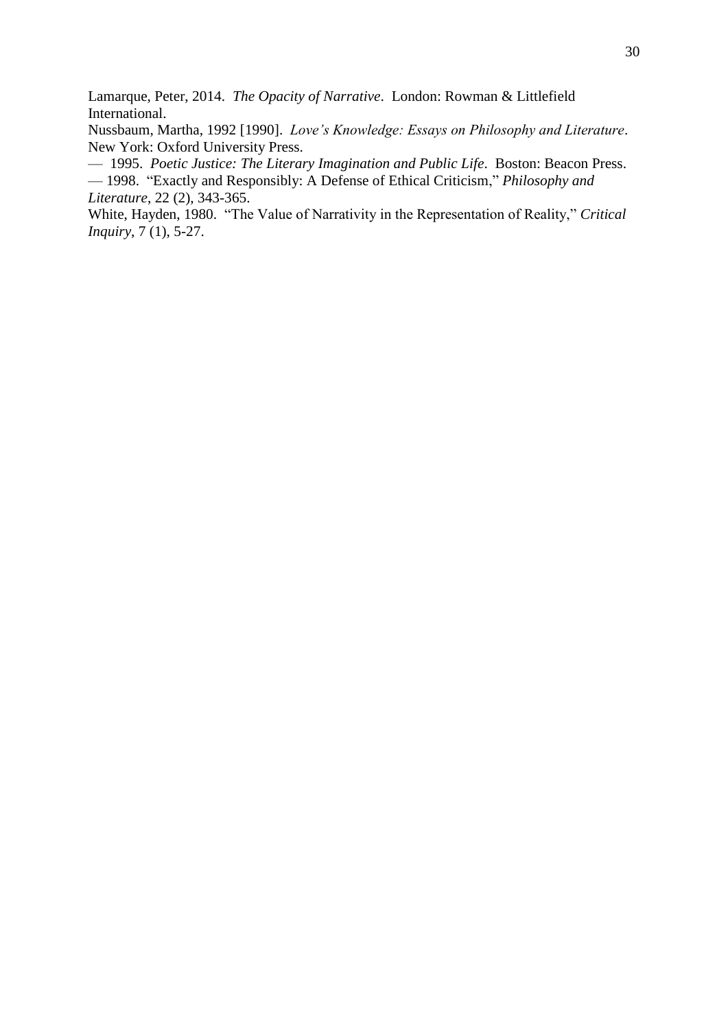Lamarque, Peter, 2014. *The Opacity of Narrative*. London: Rowman & Littlefield International.

Nussbaum, Martha, 1992 [1990]. *Love's Knowledge: Essays on Philosophy and Literature*. New York: Oxford University Press.

— 1995. *Poetic Justice: The Literary Imagination and Public Life*. Boston: Beacon Press.

— 1998. "Exactly and Responsibly: A Defense of Ethical Criticism," *Philosophy and Literature*, 22 (2), 343-365.

White, Hayden, 1980. "The Value of Narrativity in the Representation of Reality," *Critical Inquiry*, 7 (1), 5-27.